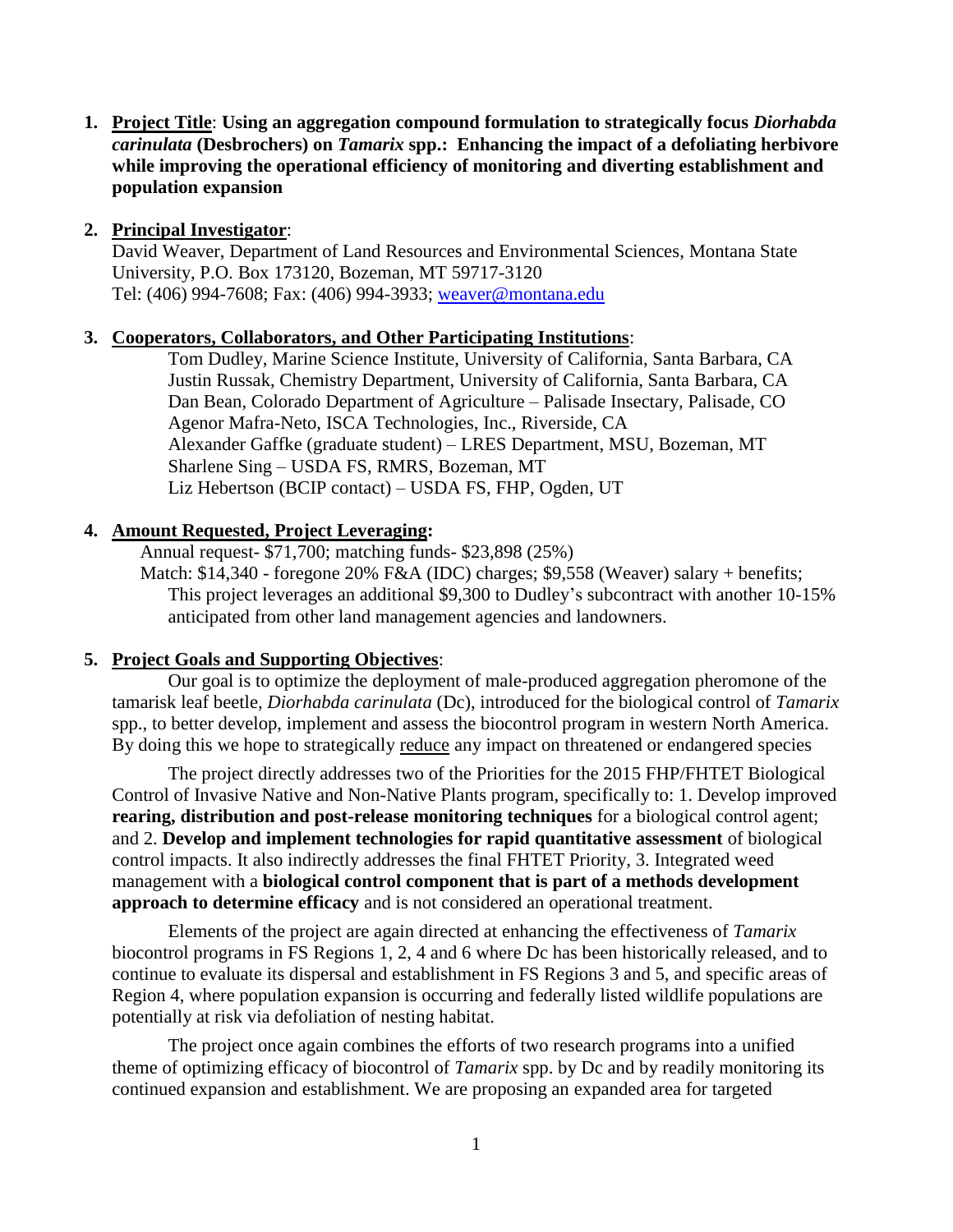1. **Project Title**: **Using an aggregation compound formulation to strategically focus *Diorhabda carinulata* (Desbrochers) on *Tamarix* spp.: Enhancing the impact of a defoliating herbivore while improving the operational efficiency of monitoring and diverting establishment and population expansion**

2. **Principal Investigator**:
David Weaver, Department of Land Resources and Environmental Sciences, Montana State University, P.O. Box 173120, Bozeman, MT 59717-3120
Tel: (406) 994-7608; Fax: (406) 994-3933; weaver@montana.edu

3. **Cooperators, Collaborators, and Other Participating Institutions**:
Tom Dudley, Marine Science Institute, University of California, Santa Barbara, CA
Justin Russak, Chemistry Department, University of California, Santa Barbara, CA
Dan Bean, Colorado Department of Agriculture – Palisade Insectary, Palisade, CO
Agenor Mafra-Neto, ISCA Technologies, Inc., Riverside, CA
Alexander Gaffke (graduate student) – LRES Department, MSU, Bozeman, MT
Sharlene Sing – USDA FS, RMRS, Bozeman, MT
Liz Hebertson (BCIP contact) – USDA FS, FHP, Ogden, UT

4. **Amount Requested, Project Leveraging:**
Annual request- $71,700; matching funds- $23,898 (25%)
Match: $14,340 - foregone 20% F&A (IDC) charges; $9,558 (Weaver) salary + benefits; This project leverages an additional $9,300 to Dudley's subcontract with another 10-15% anticipated from other land management agencies and landowners.

5. **Project Goals and Supporting Objectives**:

Our goal is to optimize the deployment of male-produced aggregation pheromone of the tamarisk leaf beetle, *Diorhabda carinulata* (Dc), introduced for the biological control of *Tamarix* spp., to better develop, implement and assess the biocontrol program in western North America. By doing this we hope to strategically reduce any impact on threatened or endangered species

The project directly addresses two of the Priorities for the 2015 FHP/FHTET Biological Control of Invasive Native and Non-Native Plants program, specifically to: 1. Develop improved **rearing, distribution and post-release monitoring techniques** for a biological control agent; and 2. **Develop and implement technologies for rapid quantitative assessment** of biological control impacts. It also indirectly addresses the final FHTET Priority, 3. Integrated weed management with a **biological control component that is part of a methods development approach to determine efficacy** and is not considered an operational treatment.

Elements of the project are again directed at enhancing the effectiveness of *Tamarix* biocontrol programs in FS Regions 1, 2, 4 and 6 where Dc has been historically released, and to continue to evaluate its dispersal and establishment in FS Regions 3 and 5, and specific areas of Region 4, where population expansion is occurring and federally listed wildlife populations are potentially at risk via defoliation of nesting habitat.

The project once again combines the efforts of two research programs into a unified theme of optimizing efficacy of biocontrol of *Tamarix* spp. by Dc and by readily monitoring its continued expansion and establishment. We are proposing an expanded area for targeted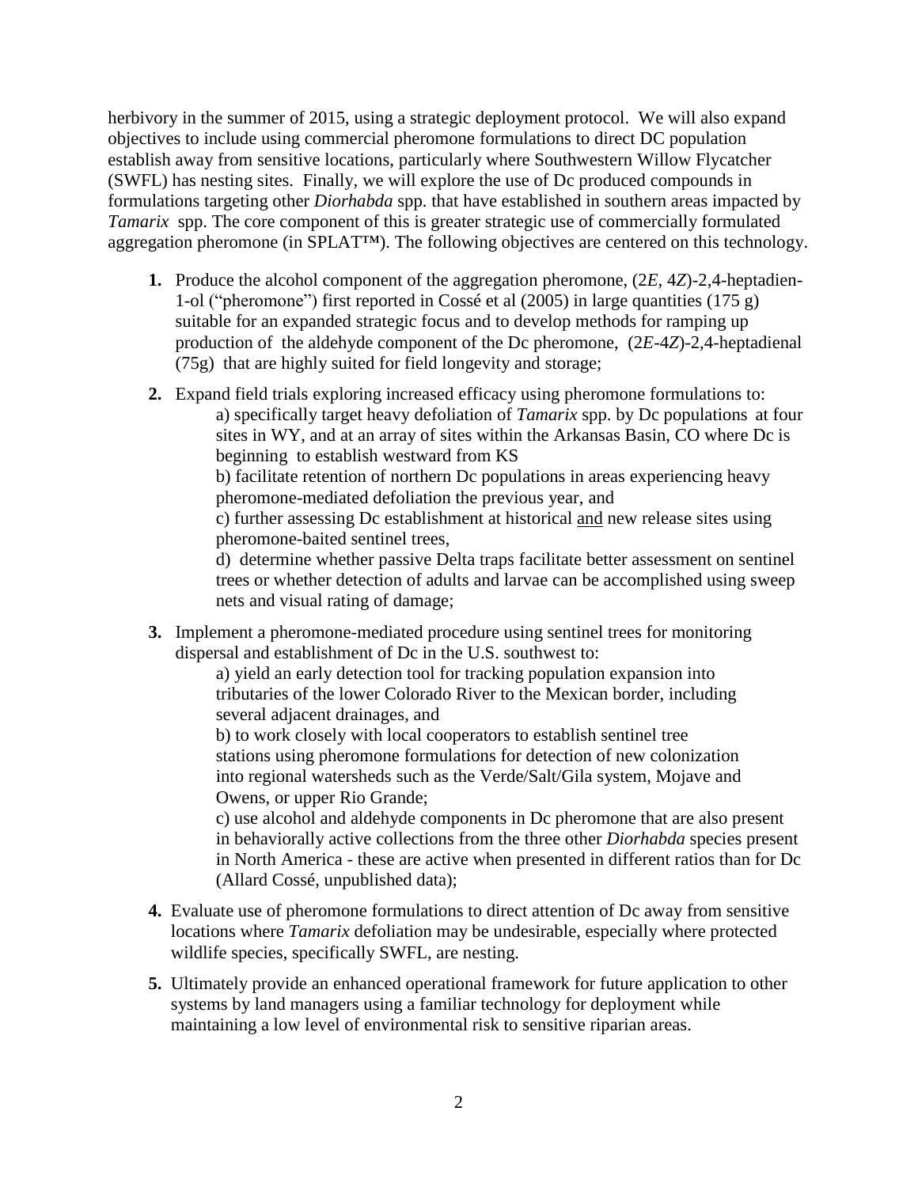herbivory in the summer of 2015, using a strategic deployment protocol. We will also expand objectives to include using commercial pheromone formulations to direct DC population establish away from sensitive locations, particularly where Southwestern Willow Flycatcher (SWFL) has nesting sites. Finally, we will explore the use of Dc produced compounds in formulations targeting other *Diorhabda* spp. that have established in southern areas impacted by *Tamarix* spp. The core component of this is greater strategic use of commercially formulated aggregation pheromone (in SPLAT™). The following objectives are centered on this technology.

1. Produce the alcohol component of the aggregation pheromone, (2*E*, 4*Z*)-2,4-heptadien-1-ol ("pheromone") first reported in Cossé et al (2005) in large quantities (175 g) suitable for an expanded strategic focus and to develop methods for ramping up production of the aldehyde component of the Dc pheromone, (2*E*-4*Z*)-2,4-heptadienal (75g) that are highly suited for field longevity and storage;

2. Expand field trials exploring increased efficacy using pheromone formulations to:
   a) specifically target heavy defoliation of *Tamarix* spp. by Dc populations at four sites in WY, and at an array of sites within the Arkansas Basin, CO where Dc is beginning to establish westward from KS
   b) facilitate retention of northern Dc populations in areas experiencing heavy pheromone-mediated defoliation the previous year, and
   c) further assessing Dc establishment at historical <u>and</u> new release sites using pheromone-baited sentinel trees,
   d) determine whether passive Delta traps facilitate better assessment on sentinel trees or whether detection of adults and larvae can be accomplished using sweep nets and visual rating of damage;

3. Implement a pheromone-mediated procedure using sentinel trees for monitoring dispersal and establishment of Dc in the U.S. southwest to:
   a) yield an early detection tool for tracking population expansion into tributaries of the lower Colorado River to the Mexican border, including several adjacent drainages, and
   b) to work closely with local cooperators to establish sentinel tree stations using pheromone formulations for detection of new colonization into regional watersheds such as the Verde/Salt/Gila system, Mojave and Owens, or upper Rio Grande;
   c) use alcohol and aldehyde components in Dc pheromone that are also present in behaviorally active collections from the three other *Diorhabda* species present in North America - these are active when presented in different ratios than for Dc (Allard Cossé, unpublished data);

4. Evaluate use of pheromone formulations to direct attention of Dc away from sensitive locations where *Tamarix* defoliation may be undesirable, especially where protected wildlife species, specifically SWFL, are nesting.

5. Ultimately provide an enhanced operational framework for future application to other systems by land managers using a familiar technology for deployment while maintaining a low level of environmental risk to sensitive riparian areas.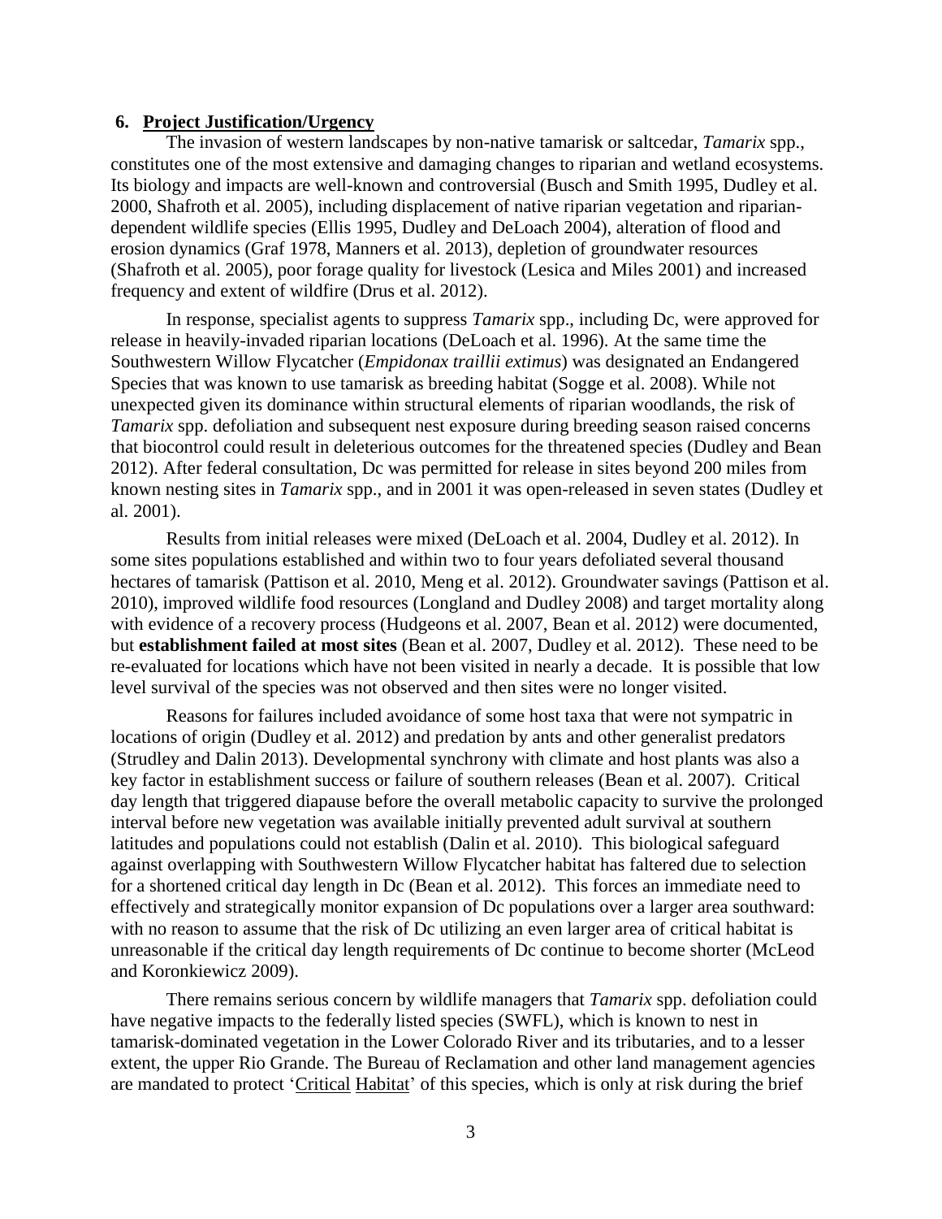## 6. Project Justification/Urgency

The invasion of western landscapes by non-native tamarisk or saltcedar, *Tamarix* spp., constitutes one of the most extensive and damaging changes to riparian and wetland ecosystems. Its biology and impacts are well-known and controversial (Busch and Smith 1995, Dudley et al. 2000, Shafroth et al. 2005), including displacement of native riparian vegetation and riparian-dependent wildlife species (Ellis 1995, Dudley and DeLoach 2004), alteration of flood and erosion dynamics (Graf 1978, Manners et al. 2013), depletion of groundwater resources (Shafroth et al. 2005), poor forage quality for livestock (Lesica and Miles 2001) and increased frequency and extent of wildfire (Drus et al. 2012).

In response, specialist agents to suppress *Tamarix* spp., including Dc, were approved for release in heavily-invaded riparian locations (DeLoach et al. 1996). At the same time the Southwestern Willow Flycatcher (*Empidonax traillii extimus*) was designated an Endangered Species that was known to use tamarisk as breeding habitat (Sogge et al. 2008). While not unexpected given its dominance within structural elements of riparian woodlands, the risk of *Tamarix* spp. defoliation and subsequent nest exposure during breeding season raised concerns that biocontrol could result in deleterious outcomes for the threatened species (Dudley and Bean 2012). After federal consultation, Dc was permitted for release in sites beyond 200 miles from known nesting sites in *Tamarix* spp., and in 2001 it was open-released in seven states (Dudley et al. 2001).

Results from initial releases were mixed (DeLoach et al. 2004, Dudley et al. 2012). In some sites populations established and within two to four years defoliated several thousand hectares of tamarisk (Pattison et al. 2010, Meng et al. 2012). Groundwater savings (Pattison et al. 2010), improved wildlife food resources (Longland and Dudley 2008) and target mortality along with evidence of a recovery process (Hudgeons et al. 2007, Bean et al. 2012) were documented, but **establishment failed at most sites** (Bean et al. 2007, Dudley et al. 2012). These need to be re-evaluated for locations which have not been visited in nearly a decade. It is possible that low level survival of the species was not observed and then sites were no longer visited.

Reasons for failures included avoidance of some host taxa that were not sympatric in locations of origin (Dudley et al. 2012) and predation by ants and other generalist predators (Strudley and Dalin 2013). Developmental synchrony with climate and host plants was also a key factor in establishment success or failure of southern releases (Bean et al. 2007). Critical day length that triggered diapause before the overall metabolic capacity to survive the prolonged interval before new vegetation was available initially prevented adult survival at southern latitudes and populations could not establish (Dalin et al. 2010). This biological safeguard against overlapping with Southwestern Willow Flycatcher habitat has faltered due to selection for a shortened critical day length in Dc (Bean et al. 2012). This forces an immediate need to effectively and strategically monitor expansion of Dc populations over a larger area southward: with no reason to assume that the risk of Dc utilizing an even larger area of critical habitat is unreasonable if the critical day length requirements of Dc continue to become shorter (McLeod and Koronkiewicz 2009).

There remains serious concern by wildlife managers that *Tamarix* spp. defoliation could have negative impacts to the federally listed species (SWFL), which is known to nest in tamarisk-dominated vegetation in the Lower Colorado River and its tributaries, and to a lesser extent, the upper Rio Grande. The Bureau of Reclamation and other land management agencies are mandated to protect 'Critical Habitat' of this species, which is only at risk during the brief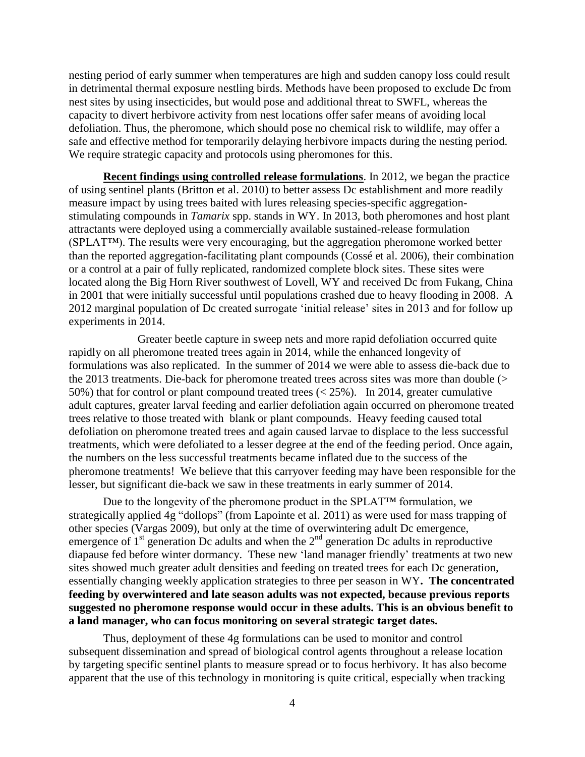nesting period of early summer when temperatures are high and sudden canopy loss could result in detrimental thermal exposure nestling birds. Methods have been proposed to exclude Dc from nest sites by using insecticides, but would pose and additional threat to SWFL, whereas the capacity to divert herbivore activity from nest locations offer safer means of avoiding local defoliation. Thus, the pheromone, which should pose no chemical risk to wildlife, may offer a safe and effective method for temporarily delaying herbivore impacts during the nesting period. We require strategic capacity and protocols using pheromones for this.

**Recent findings using controlled release formulations**. In 2012, we began the practice of using sentinel plants (Britton et al. 2010) to better assess Dc establishment and more readily measure impact by using trees baited with lures releasing species-specific aggregation-stimulating compounds in *Tamarix* spp. stands in WY. In 2013, both pheromones and host plant attractants were deployed using a commercially available sustained-release formulation (SPLAT™). The results were very encouraging, but the aggregation pheromone worked better than the reported aggregation-facilitating plant compounds (Cossé et al. 2006), their combination or a control at a pair of fully replicated, randomized complete block sites. These sites were located along the Big Horn River southwest of Lovell, WY and received Dc from Fukang, China in 2001 that were initially successful until populations crashed due to heavy flooding in 2008. A 2012 marginal population of Dc created surrogate 'initial release' sites in 2013 and for follow up experiments in 2014.

Greater beetle capture in sweep nets and more rapid defoliation occurred quite rapidly on all pheromone treated trees again in 2014, while the enhanced longevity of formulations was also replicated. In the summer of 2014 we were able to assess die-back due to the 2013 treatments. Die-back for pheromone treated trees across sites was more than double (> 50%) that for control or plant compound treated trees (< 25%). In 2014, greater cumulative adult captures, greater larval feeding and earlier defoliation again occurred on pheromone treated trees relative to those treated with blank or plant compounds. Heavy feeding caused total defoliation on pheromone treated trees and again caused larvae to displace to the less successful treatments, which were defoliated to a lesser degree at the end of the feeding period. Once again, the numbers on the less successful treatments became inflated due to the success of the pheromone treatments! We believe that this carryover feeding may have been responsible for the lesser, but significant die-back we saw in these treatments in early summer of 2014.

Due to the longevity of the pheromone product in the SPLAT™ formulation, we strategically applied 4g "dollops" (from Lapointe et al. 2011) as were used for mass trapping of other species (Vargas 2009), but only at the time of overwintering adult Dc emergence, emergence of 1st generation Dc adults and when the 2nd generation Dc adults in reproductive diapause fed before winter dormancy. These new 'land manager friendly' treatments at two new sites showed much greater adult densities and feeding on treated trees for each Dc generation, essentially changing weekly application strategies to three per season in WY**. The concentrated feeding by overwintered and late season adults was not expected, because previous reports suggested no pheromone response would occur in these adults. This is an obvious benefit to a land manager, who can focus monitoring on several strategic target dates.**

Thus, deployment of these 4g formulations can be used to monitor and control subsequent dissemination and spread of biological control agents throughout a release location by targeting specific sentinel plants to measure spread or to focus herbivory. It has also become apparent that the use of this technology in monitoring is quite critical, especially when tracking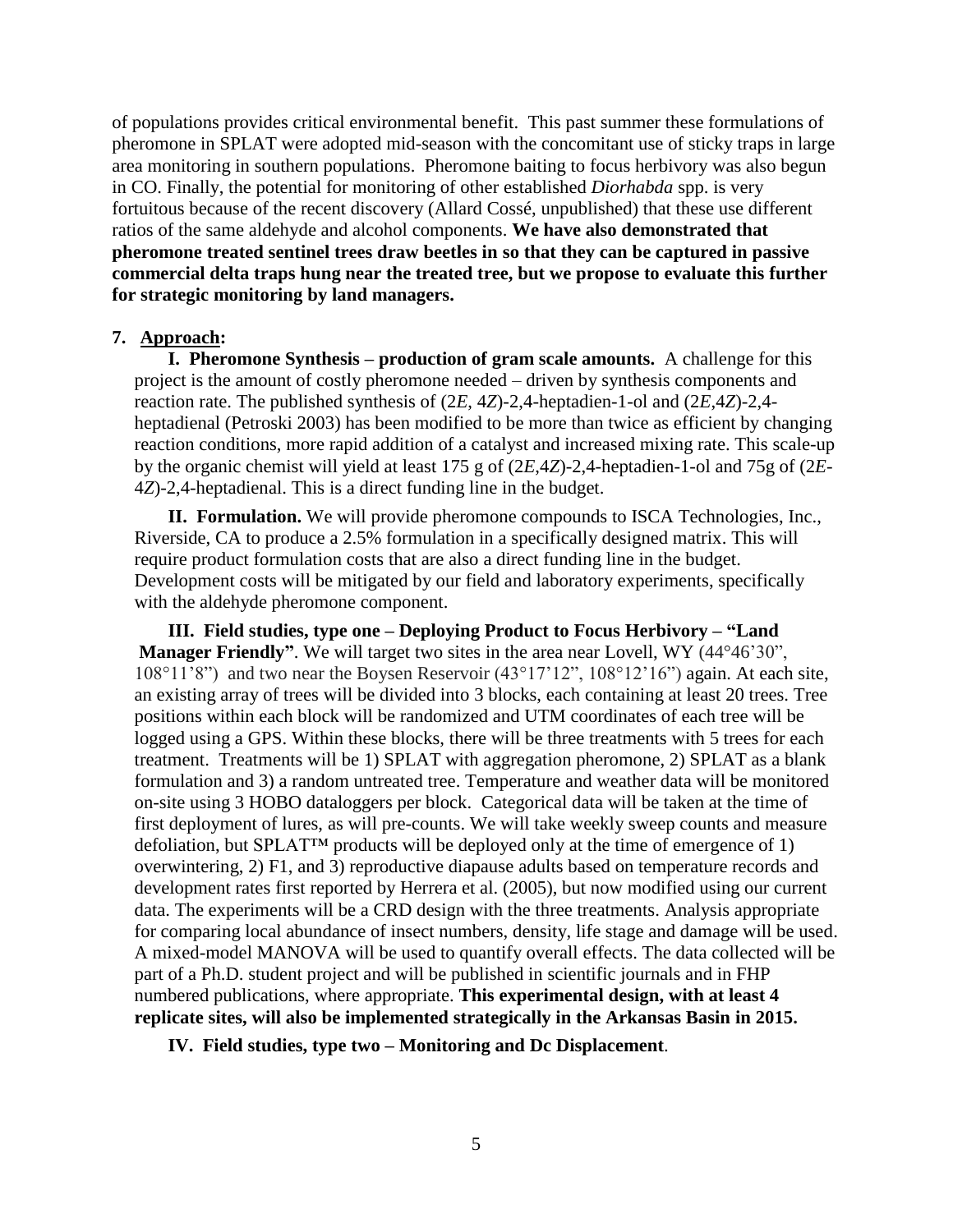of populations provides critical environmental benefit. This past summer these formulations of pheromone in SPLAT were adopted mid-season with the concomitant use of sticky traps in large area monitoring in southern populations. Pheromone baiting to focus herbivory was also begun in CO. Finally, the potential for monitoring of other established *Diorhabda* spp. is very fortuitous because of the recent discovery (Allard Cossé, unpublished) that these use different ratios of the same aldehyde and alcohol components. **We have also demonstrated that pheromone treated sentinel trees draw beetles in so that they can be captured in passive commercial delta traps hung near the treated tree, but we propose to evaluate this further for strategic monitoring by land managers.**

**7. Approach:**

**I. Pheromone Synthesis – production of gram scale amounts.** A challenge for this project is the amount of costly pheromone needed – driven by synthesis components and reaction rate. The published synthesis of (2*E*, 4*Z*)-2,4-heptadien-1-ol and (2*E*,4*Z*)-2,4-heptadienal (Petroski 2003) has been modified to be more than twice as efficient by changing reaction conditions, more rapid addition of a catalyst and increased mixing rate. This scale-up by the organic chemist will yield at least 175 g of (2*E*,4*Z*)-2,4-heptadien-1-ol and 75g of (2*E*-4*Z*)-2,4-heptadienal. This is a direct funding line in the budget.

**II. Formulation.** We will provide pheromone compounds to ISCA Technologies, Inc., Riverside, CA to produce a 2.5% formulation in a specifically designed matrix. This will require product formulation costs that are also a direct funding line in the budget. Development costs will be mitigated by our field and laboratory experiments, specifically with the aldehyde pheromone component.

**III. Field studies, type one – Deploying Product to Focus Herbivory – "Land Manager Friendly"**. We will target two sites in the area near Lovell, WY (44°46'30", 108°11'8") and two near the Boysen Reservoir (43°17'12", 108°12'16") again. At each site, an existing array of trees will be divided into 3 blocks, each containing at least 20 trees. Tree positions within each block will be randomized and UTM coordinates of each tree will be logged using a GPS. Within these blocks, there will be three treatments with 5 trees for each treatment. Treatments will be 1) SPLAT with aggregation pheromone, 2) SPLAT as a blank formulation and 3) a random untreated tree. Temperature and weather data will be monitored on-site using 3 HOBO dataloggers per block. Categorical data will be taken at the time of first deployment of lures, as will pre-counts. We will take weekly sweep counts and measure defoliation, but SPLAT™ products will be deployed only at the time of emergence of 1) overwintering, 2) F1, and 3) reproductive diapause adults based on temperature records and development rates first reported by Herrera et al. (2005), but now modified using our current data. The experiments will be a CRD design with the three treatments. Analysis appropriate for comparing local abundance of insect numbers, density, life stage and damage will be used. A mixed-model MANOVA will be used to quantify overall effects. The data collected will be part of a Ph.D. student project and will be published in scientific journals and in FHP numbered publications, where appropriate. **This experimental design, with at least 4 replicate sites, will also be implemented strategically in the Arkansas Basin in 2015.**

**IV. Field studies, type two – Monitoring and Dc Displacement**.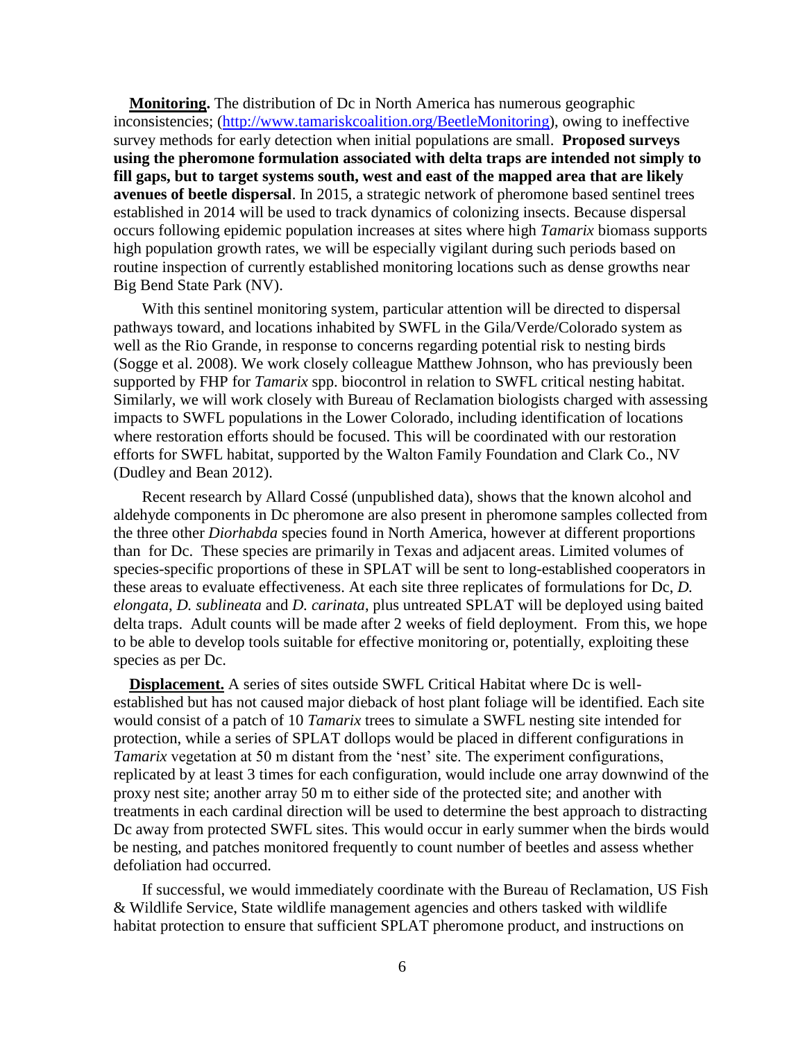**Monitoring.** The distribution of Dc in North America has numerous geographic inconsistencies; (http://www.tamariskcoalition.org/BeetleMonitoring), owing to ineffective survey methods for early detection when initial populations are small. **Proposed surveys using the pheromone formulation associated with delta traps are intended not simply to fill gaps, but to target systems south, west and east of the mapped area that are likely avenues of beetle dispersal**. In 2015, a strategic network of pheromone based sentinel trees established in 2014 will be used to track dynamics of colonizing insects. Because dispersal occurs following epidemic population increases at sites where high *Tamarix* biomass supports high population growth rates, we will be especially vigilant during such periods based on routine inspection of currently established monitoring locations such as dense growths near Big Bend State Park (NV).

With this sentinel monitoring system, particular attention will be directed to dispersal pathways toward, and locations inhabited by SWFL in the Gila/Verde/Colorado system as well as the Rio Grande, in response to concerns regarding potential risk to nesting birds (Sogge et al. 2008). We work closely colleague Matthew Johnson, who has previously been supported by FHP for *Tamarix* spp. biocontrol in relation to SWFL critical nesting habitat. Similarly, we will work closely with Bureau of Reclamation biologists charged with assessing impacts to SWFL populations in the Lower Colorado, including identification of locations where restoration efforts should be focused. This will be coordinated with our restoration efforts for SWFL habitat, supported by the Walton Family Foundation and Clark Co., NV (Dudley and Bean 2012).

Recent research by Allard Cossé (unpublished data), shows that the known alcohol and aldehyde components in Dc pheromone are also present in pheromone samples collected from the three other *Diorhabda* species found in North America, however at different proportions than for Dc. These species are primarily in Texas and adjacent areas. Limited volumes of species-specific proportions of these in SPLAT will be sent to long-established cooperators in these areas to evaluate effectiveness. At each site three replicates of formulations for Dc, *D. elongata, D. sublineata* and *D. carinata*, plus untreated SPLAT will be deployed using baited delta traps. Adult counts will be made after 2 weeks of field deployment. From this, we hope to be able to develop tools suitable for effective monitoring or, potentially, exploiting these species as per Dc.

**Displacement.** A series of sites outside SWFL Critical Habitat where Dc is well-established but has not caused major dieback of host plant foliage will be identified. Each site would consist of a patch of 10 *Tamarix* trees to simulate a SWFL nesting site intended for protection, while a series of SPLAT dollops would be placed in different configurations in *Tamarix* vegetation at 50 m distant from the 'nest' site. The experiment configurations, replicated by at least 3 times for each configuration, would include one array downwind of the proxy nest site; another array 50 m to either side of the protected site; and another with treatments in each cardinal direction will be used to determine the best approach to distracting Dc away from protected SWFL sites. This would occur in early summer when the birds would be nesting, and patches monitored frequently to count number of beetles and assess whether defoliation had occurred.

If successful, we would immediately coordinate with the Bureau of Reclamation, US Fish & Wildlife Service, State wildlife management agencies and others tasked with wildlife habitat protection to ensure that sufficient SPLAT pheromone product, and instructions on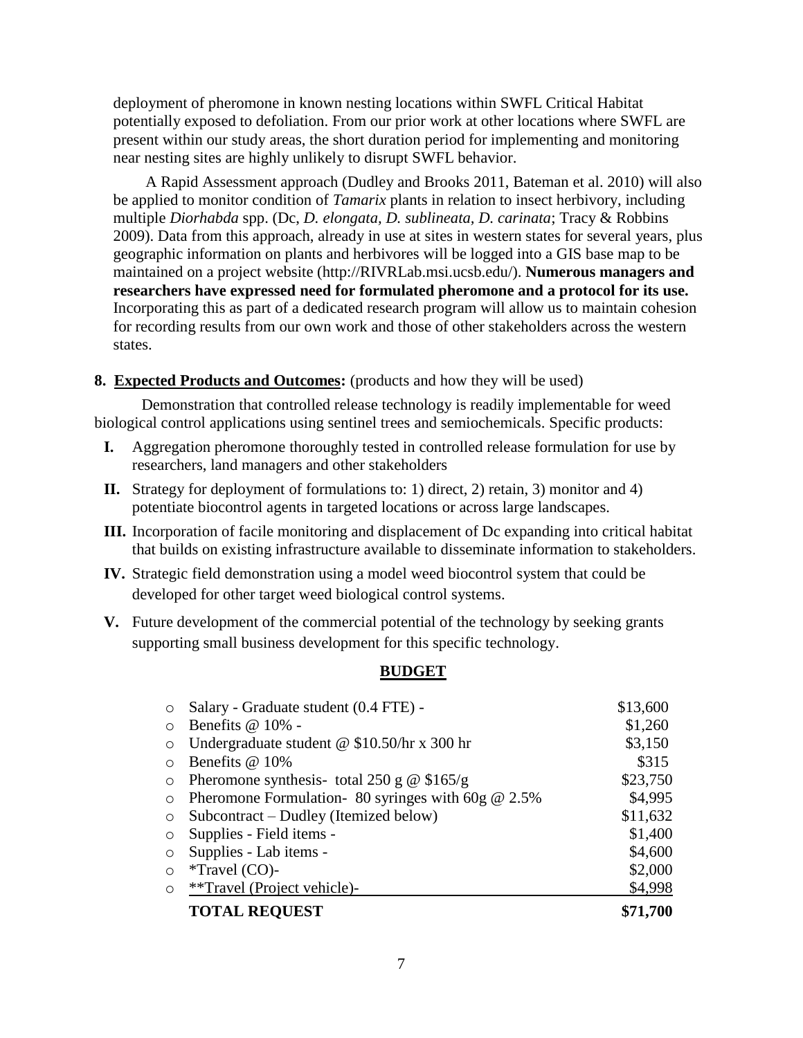deployment of pheromone in known nesting locations within SWFL Critical Habitat potentially exposed to defoliation. From our prior work at other locations where SWFL are present within our study areas, the short duration period for implementing and monitoring near nesting sites are highly unlikely to disrupt SWFL behavior.

A Rapid Assessment approach (Dudley and Brooks 2011, Bateman et al. 2010) will also be applied to monitor condition of *Tamarix* plants in relation to insect herbivory, including multiple *Diorhabda* spp. (Dc, *D. elongata*, *D. sublineata*, *D. carinata*; Tracy & Robbins 2009). Data from this approach, already in use at sites in western states for several years, plus geographic information on plants and herbivores will be logged into a GIS base map to be maintained on a project website (http://RIVRLab.msi.ucsb.edu/). **Numerous managers and researchers have expressed need for formulated pheromone and a protocol for its use.** Incorporating this as part of a dedicated research program will allow us to maintain cohesion for recording results from our own work and those of other stakeholders across the western states.

**8. Expected Products and Outcomes:** (products and how they will be used)

Demonstration that controlled release technology is readily implementable for weed biological control applications using sentinel trees and semiochemicals. Specific products:

- **I.** Aggregation pheromone thoroughly tested in controlled release formulation for use by researchers, land managers and other stakeholders
- **II.** Strategy for deployment of formulations to: 1) direct, 2) retain, 3) monitor and 4) potentiate biocontrol agents in targeted locations or across large landscapes.
- **III.** Incorporation of facile monitoring and displacement of Dc expanding into critical habitat that builds on existing infrastructure available to disseminate information to stakeholders.
- **IV.** Strategic field demonstration using a model weed biocontrol system that could be developed for other target weed biological control systems.
- **V.** Future development of the commercial potential of the technology by seeking grants supporting small business development for this specific technology.

## BUDGET

| Item | Amount |
|---|---|
| Salary - Graduate student (0.4 FTE) - | $13,600 |
| Benefits @ 10% - | $1,260 |
| Undergraduate student @ $10.50/hr x 300 hr | $3,150 |
| Benefits @ 10% | $315 |
| Pheromone synthesis- total 250 g @ $165/g | $23,750 |
| Pheromone Formulation- 80 syringes with 60g @ 2.5% | $4,995 |
| Subcontract – Dudley (Itemized below) | $11,632 |
| Supplies - Field items - | $1,400 |
| Supplies - Lab items - | $4,600 |
| *Travel (CO)- | $2,000 |
| **Travel (Project vehicle)- | $4,998 |
| **TOTAL REQUEST** | **$71,700** |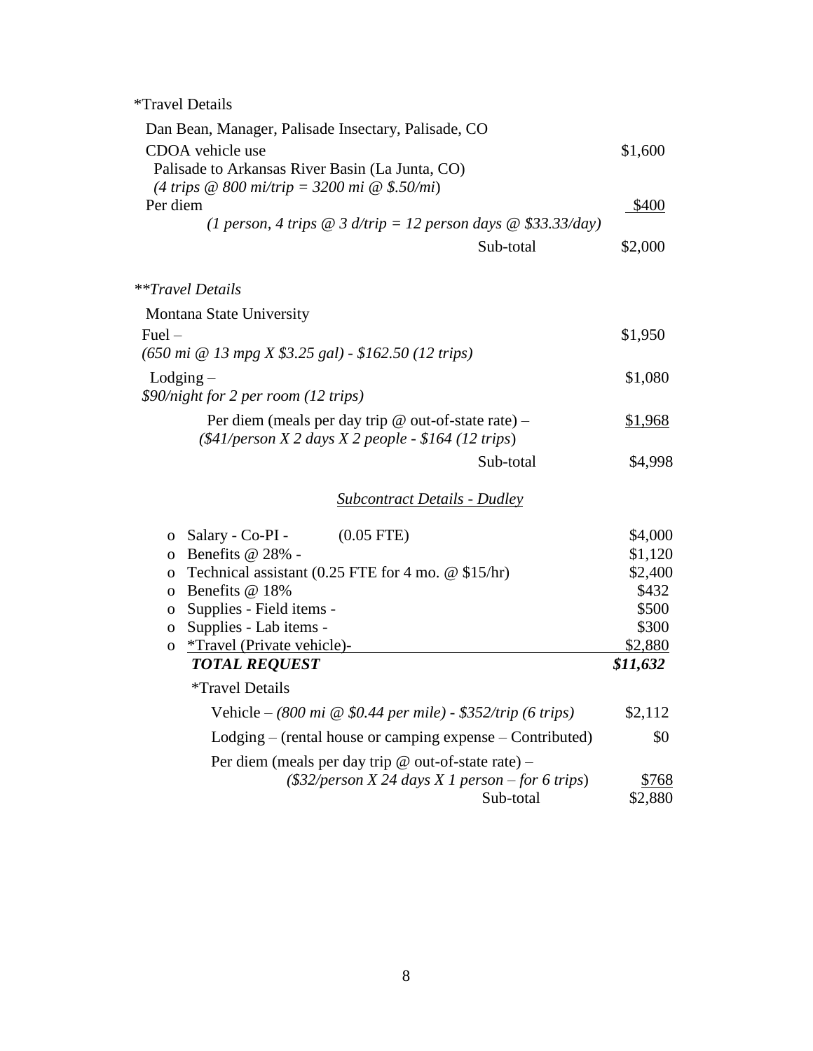*Travel Details

Dan Bean, Manager, Palisade Insectary, Palisade, CO

| | |
|---|---|
| CDOA vehicle use<br>Palisade to Arkansas River Basin (La Junta, CO)<br>*(4 trips @ 800 mi/trip = 3200 mi @ $.50/mi)* | $1,600 |
| Per diem<br>*(1 person, 4 trips @ 3 d/trip = 12 person days @ $33.33/day)* | $400 |
| Sub-total | $2,000 |

***\*\*Travel Details***

Montana State University

| | |
|---|---|
| Fuel –<br>*(650 mi @ 13 mpg X $3.25 gal) - $162.50 (12 trips)* | $1,950 |
| Lodging –<br>*$90/night for 2 per room (12 trips)* | $1,080 |
| Per diem (meals per day trip @ out-of-state rate) –<br>*($41/person X 2 days X 2 people - $164 (12 trips)* | $1,968 |
| Sub-total | $4,998 |

*Subcontract Details - Dudley*

| | |
|---|---|
| o Salary - Co-PI - (0.05 FTE) | $4,000 |
| o Benefits @ 28% - | $1,120 |
| o Technical assistant (0.25 FTE for 4 mo. @ $15/hr) | $2,400 |
| o Benefits @ 18% | $432 |
| o Supplies - Field items - | $500 |
| o Supplies - Lab items - | $300 |
| o *Travel (Private vehicle)- | $2,880 |
| ***TOTAL REQUEST*** | ***$11,632*** |

*Travel Details

| | |
|---|---|
| Vehicle – *(800 mi @ $0.44 per mile) - $352/trip (6 trips)* | $2,112 |
| Lodging – (rental house or camping expense – Contributed) | $0 |
| Per diem (meals per day trip @ out-of-state rate) –<br>*($32/person X 24 days X 1 person – for 6 trips)* | $768 |
| Sub-total | $2,880 |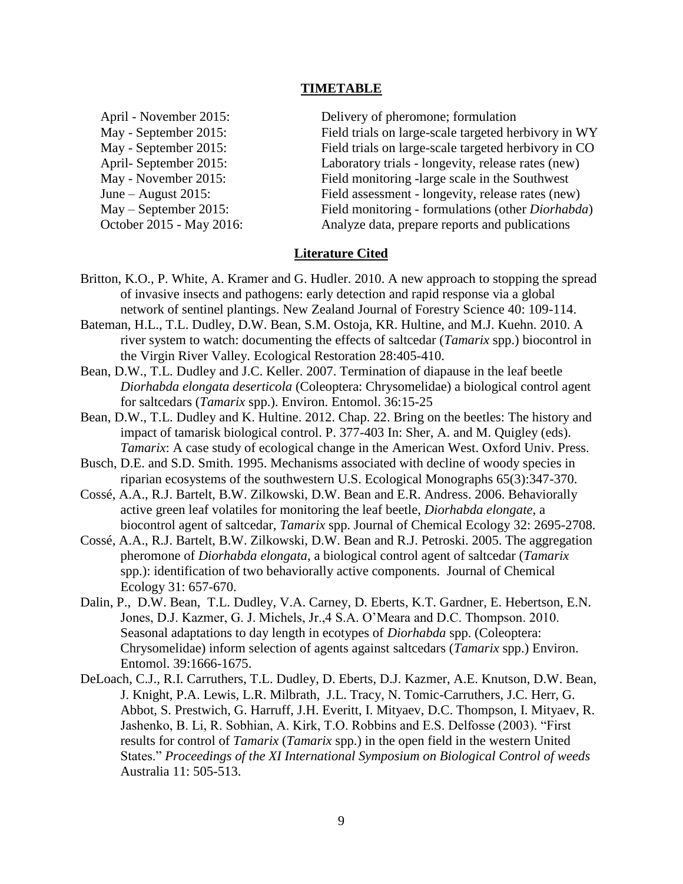## TIMETABLE

| | |
|---|---|
| April - November 2015: | Delivery of pheromone; formulation |
| May - September 2015: | Field trials on large-scale targeted herbivory in WY |
| May - September 2015: | Field trials on large-scale targeted herbivory in CO |
| April- September 2015: | Laboratory trials - longevity, release rates (new) |
| May - November 2015: | Field monitoring -large scale in the Southwest |
| June – August 2015: | Field assessment - longevity, release rates (new) |
| May – September 2015: | Field monitoring - formulations (other *Diorhabda*) |
| October 2015 - May 2016: | Analyze data, prepare reports and publications |

## Literature Cited

Britton, K.O., P. White, A. Kramer and G. Hudler. 2010. A new approach to stopping the spread of invasive insects and pathogens: early detection and rapid response via a global network of sentinel plantings. New Zealand Journal of Forestry Science 40: 109-114.

Bateman, H.L., T.L. Dudley, D.W. Bean, S.M. Ostoja, KR. Hultine, and M.J. Kuehn. 2010. A river system to watch: documenting the effects of saltcedar (*Tamarix* spp.) biocontrol in the Virgin River Valley. Ecological Restoration 28:405-410.

Bean, D.W., T.L. Dudley and J.C. Keller. 2007. Termination of diapause in the leaf beetle *Diorhabda elongata deserticola* (Coleoptera: Chrysomelidae) a biological control agent for saltcedars (*Tamarix* spp.). Environ. Entomol. 36:15-25

Bean, D.W., T.L. Dudley and K. Hultine. 2012. Chap. 22. Bring on the beetles: The history and impact of tamarisk biological control. P. 377-403 In: Sher, A. and M. Quigley (eds). *Tamarix*: A case study of ecological change in the American West. Oxford Univ. Press.

Busch, D.E. and S.D. Smith. 1995. Mechanisms associated with decline of woody species in riparian ecosystems of the southwestern U.S. Ecological Monographs 65(3):347-370.

Cossé, A.A., R.J. Bartelt, B.W. Zilkowski, D.W. Bean and E.R. Andress. 2006. Behaviorally active green leaf volatiles for monitoring the leaf beetle, *Diorhabda elongate*, a biocontrol agent of saltcedar, *Tamarix* spp. Journal of Chemical Ecology 32: 2695-2708.

Cossé, A.A., R.J. Bartelt, B.W. Zilkowski, D.W. Bean and R.J. Petroski. 2005. The aggregation pheromone of *Diorhabda elongata*, a biological control agent of saltcedar (*Tamarix* spp.): identification of two behaviorally active components. Journal of Chemical Ecology 31: 657-670.

Dalin, P., D.W. Bean, T.L. Dudley, V.A. Carney, D. Eberts, K.T. Gardner, E. Hebertson, E.N. Jones, D.J. Kazmer, G. J. Michels, Jr.,4 S.A. O'Meara and D.C. Thompson. 2010. Seasonal adaptations to day length in ecotypes of *Diorhabda* spp. (Coleoptera: Chrysomelidae) inform selection of agents against saltcedars (*Tamarix* spp.) Environ. Entomol. 39:1666-1675.

DeLoach, C.J., R.I. Carruthers, T.L. Dudley, D. Eberts, D.J. Kazmer, A.E. Knutson, D.W. Bean, J. Knight, P.A. Lewis, L.R. Milbrath, J.L. Tracy, N. Tomic-Carruthers, J.C. Herr, G. Abbot, S. Prestwich, G. Harruff, J.H. Everitt, I. Mityaev, D.C. Thompson, I. Mityaev, R. Jashenko, B. Li, R. Sobhian, A. Kirk, T.O. Robbins and E.S. Delfosse (2003). "First results for control of *Tamarix* (*Tamarix* spp.) in the open field in the western United States." *Proceedings of the XI International Symposium on Biological Control of weeds* Australia 11: 505-513.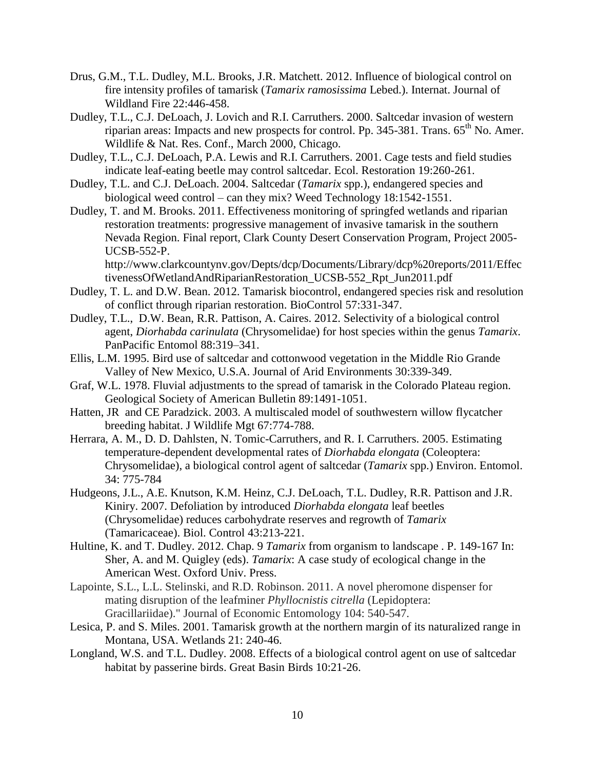Drus, G.M., T.L. Dudley, M.L. Brooks, J.R. Matchett. 2012. Influence of biological control on fire intensity profiles of tamarisk (*Tamarix ramosissima* Lebed.). Internat. Journal of Wildland Fire 22:446-458.

Dudley, T.L., C.J. DeLoach, J. Lovich and R.I. Carruthers. 2000. Saltcedar invasion of western riparian areas: Impacts and new prospects for control. Pp. 345-381. Trans. 65th No. Amer. Wildlife & Nat. Res. Conf., March 2000, Chicago.

Dudley, T.L., C.J. DeLoach, P.A. Lewis and R.I. Carruthers. 2001. Cage tests and field studies indicate leaf-eating beetle may control saltcedar. Ecol. Restoration 19:260-261.

Dudley, T.L. and C.J. DeLoach. 2004. Saltcedar (*Tamarix* spp.), endangered species and biological weed control – can they mix? Weed Technology 18:1542-1551.

Dudley, T. and M. Brooks. 2011. Effectiveness monitoring of springfed wetlands and riparian restoration treatments: progressive management of invasive tamarisk in the southern Nevada Region. Final report, Clark County Desert Conservation Program, Project 2005-UCSB-552-P. http://www.clarkcountynv.gov/Depts/dcp/Documents/Library/dcp%20reports/2011/EffectivenessOfWetlandAndRiparianRestoration_UCSB-552_Rpt_Jun2011.pdf

Dudley, T. L. and D.W. Bean. 2012. Tamarisk biocontrol, endangered species risk and resolution of conflict through riparian restoration. BioControl 57:331-347.

Dudley, T.L., D.W. Bean, R.R. Pattison, A. Caires. 2012. Selectivity of a biological control agent, *Diorhabda carinulata* (Chrysomelidae) for host species within the genus *Tamarix*. PanPacific Entomol 88:319–341.

Ellis, L.M. 1995. Bird use of saltcedar and cottonwood vegetation in the Middle Rio Grande Valley of New Mexico, U.S.A. Journal of Arid Environments 30:339-349.

Graf, W.L. 1978. Fluvial adjustments to the spread of tamarisk in the Colorado Plateau region. Geological Society of American Bulletin 89:1491-1051.

Hatten, JR and CE Paradzick. 2003. A multiscaled model of southwestern willow flycatcher breeding habitat. J Wildlife Mgt 67:774-788.

Herrara, A. M., D. D. Dahlsten, N. Tomic-Carruthers, and R. I. Carruthers. 2005. Estimating temperature-dependent developmental rates of *Diorhabda elongata* (Coleoptera: Chrysomelidae), a biological control agent of saltcedar (*Tamarix* spp.) Environ. Entomol. 34: 775-784

Hudgeons, J.L., A.E. Knutson, K.M. Heinz, C.J. DeLoach, T.L. Dudley, R.R. Pattison and J.R. Kiniry. 2007. Defoliation by introduced *Diorhabda elongata* leaf beetles (Chrysomelidae) reduces carbohydrate reserves and regrowth of *Tamarix* (Tamaricaceae). Biol. Control 43:213-221.

Hultine, K. and T. Dudley. 2012. Chap. 9 *Tamarix* from organism to landscape . P. 149-167 In: Sher, A. and M. Quigley (eds). *Tamarix*: A case study of ecological change in the American West. Oxford Univ. Press.

Lapointe, S.L., L.L. Stelinski, and R.D. Robinson. 2011. A novel pheromone dispenser for mating disruption of the leafminer *Phyllocnistis citrella* (Lepidoptera: Gracillariidae)." Journal of Economic Entomology 104: 540-547.

Lesica, P. and S. Miles. 2001. Tamarisk growth at the northern margin of its naturalized range in Montana, USA. Wetlands 21: 240-46.

Longland, W.S. and T.L. Dudley. 2008. Effects of a biological control agent on use of saltcedar habitat by passerine birds. Great Basin Birds 10:21-26.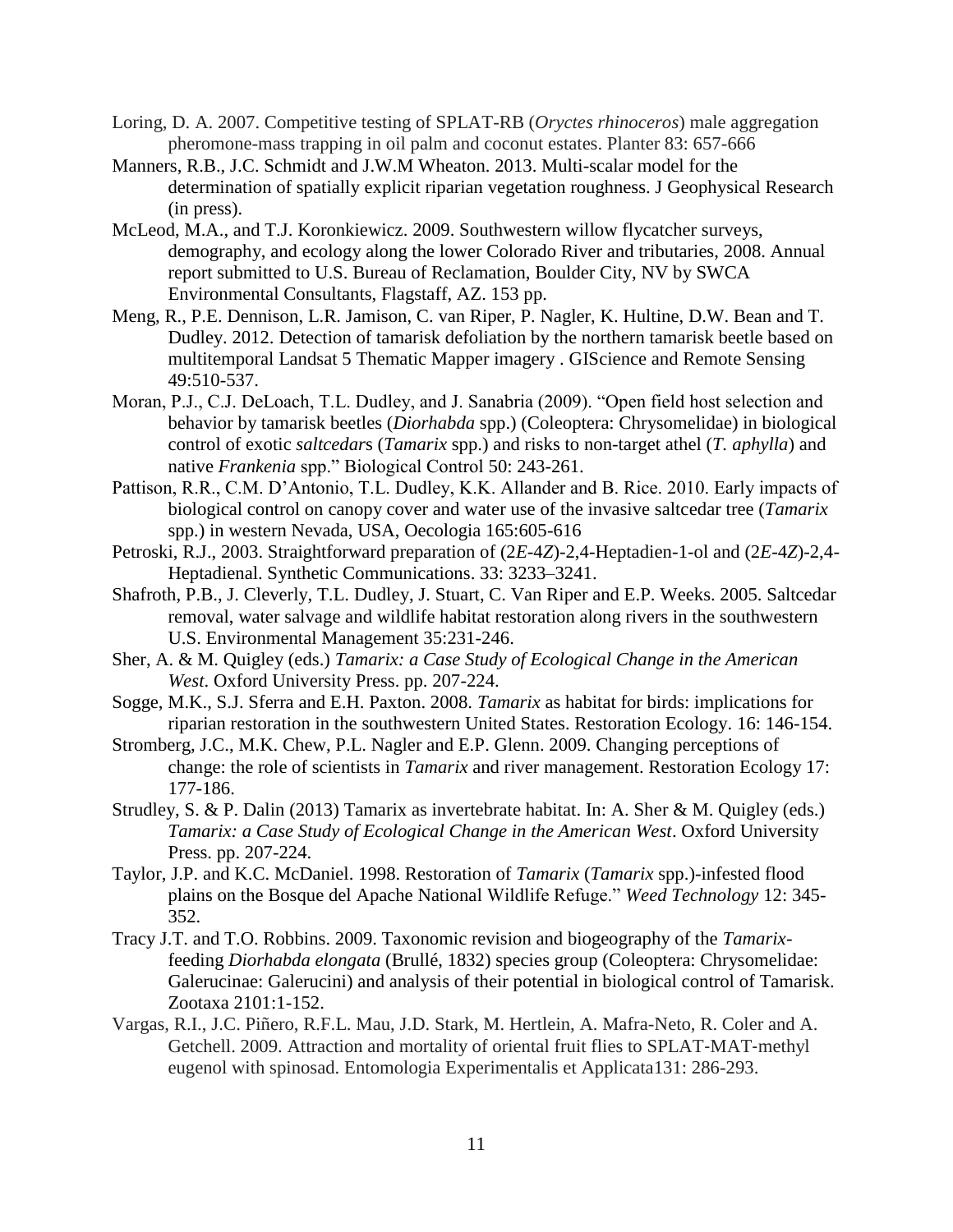Loring, D. A. 2007. Competitive testing of SPLAT-RB (*Oryctes rhinoceros*) male aggregation pheromone-mass trapping in oil palm and coconut estates. Planter 83: 657-666

Manners, R.B., J.C. Schmidt and J.W.M Wheaton. 2013. Multi-scalar model for the determination of spatially explicit riparian vegetation roughness. J Geophysical Research (in press).

McLeod, M.A., and T.J. Koronkiewicz. 2009. Southwestern willow flycatcher surveys, demography, and ecology along the lower Colorado River and tributaries, 2008. Annual report submitted to U.S. Bureau of Reclamation, Boulder City, NV by SWCA Environmental Consultants, Flagstaff, AZ. 153 pp.

Meng, R., P.E. Dennison, L.R. Jamison, C. van Riper, P. Nagler, K. Hultine, D.W. Bean and T. Dudley. 2012. Detection of tamarisk defoliation by the northern tamarisk beetle based on multitemporal Landsat 5 Thematic Mapper imagery . GIScience and Remote Sensing 49:510-537.

Moran, P.J., C.J. DeLoach, T.L. Dudley, and J. Sanabria (2009). "Open field host selection and behavior by tamarisk beetles (*Diorhabda* spp.) (Coleoptera: Chrysomelidae) in biological control of exotic *saltcedar*s (*Tamarix* spp.) and risks to non-target athel (*T. aphylla*) and native *Frankenia* spp." Biological Control 50: 243-261.

Pattison, R.R., C.M. D'Antonio, T.L. Dudley, K.K. Allander and B. Rice. 2010. Early impacts of biological control on canopy cover and water use of the invasive saltcedar tree (*Tamarix* spp.) in western Nevada, USA, Oecologia 165:605-616

Petroski, R.J., 2003. Straightforward preparation of (2*E*-4*Z*)-2,4-Heptadien-1-ol and (2*E*-4*Z*)-2,4-Heptadienal. Synthetic Communications. 33: 3233–3241.

Shafroth, P.B., J. Cleverly, T.L. Dudley, J. Stuart, C. Van Riper and E.P. Weeks. 2005. Saltcedar removal, water salvage and wildlife habitat restoration along rivers in the southwestern U.S. Environmental Management 35:231-246.

Sher, A. & M. Quigley (eds.) *Tamarix: a Case Study of Ecological Change in the American West*. Oxford University Press. pp. 207-224.

Sogge, M.K., S.J. Sferra and E.H. Paxton. 2008. *Tamarix* as habitat for birds: implications for riparian restoration in the southwestern United States. Restoration Ecology. 16: 146-154.

Stromberg, J.C., M.K. Chew, P.L. Nagler and E.P. Glenn. 2009. Changing perceptions of change: the role of scientists in *Tamarix* and river management. Restoration Ecology 17: 177-186.

Strudley, S. & P. Dalin (2013) Tamarix as invertebrate habitat. In: A. Sher & M. Quigley (eds.) *Tamarix: a Case Study of Ecological Change in the American West*. Oxford University Press. pp. 207-224.

Taylor, J.P. and K.C. McDaniel. 1998. Restoration of *Tamarix* (*Tamarix* spp.)-infested flood plains on the Bosque del Apache National Wildlife Refuge." *Weed Technology* 12: 345-352.

Tracy J.T. and T.O. Robbins. 2009. Taxonomic revision and biogeography of the *Tamarix*-feeding *Diorhabda elongata* (Brullé, 1832) species group (Coleoptera: Chrysomelidae: Galerucinae: Galerucini) and analysis of their potential in biological control of Tamarisk. Zootaxa 2101:1-152.

Vargas, R.I., J.C. Piñero, R.F.L. Mau, J.D. Stark, M. Hertlein, A. Mafra-Neto, R. Coler and A. Getchell. 2009. Attraction and mortality of oriental fruit flies to SPLAT-MAT-methyl eugenol with spinosad. Entomologia Experimentalis et Applicata131: 286-293.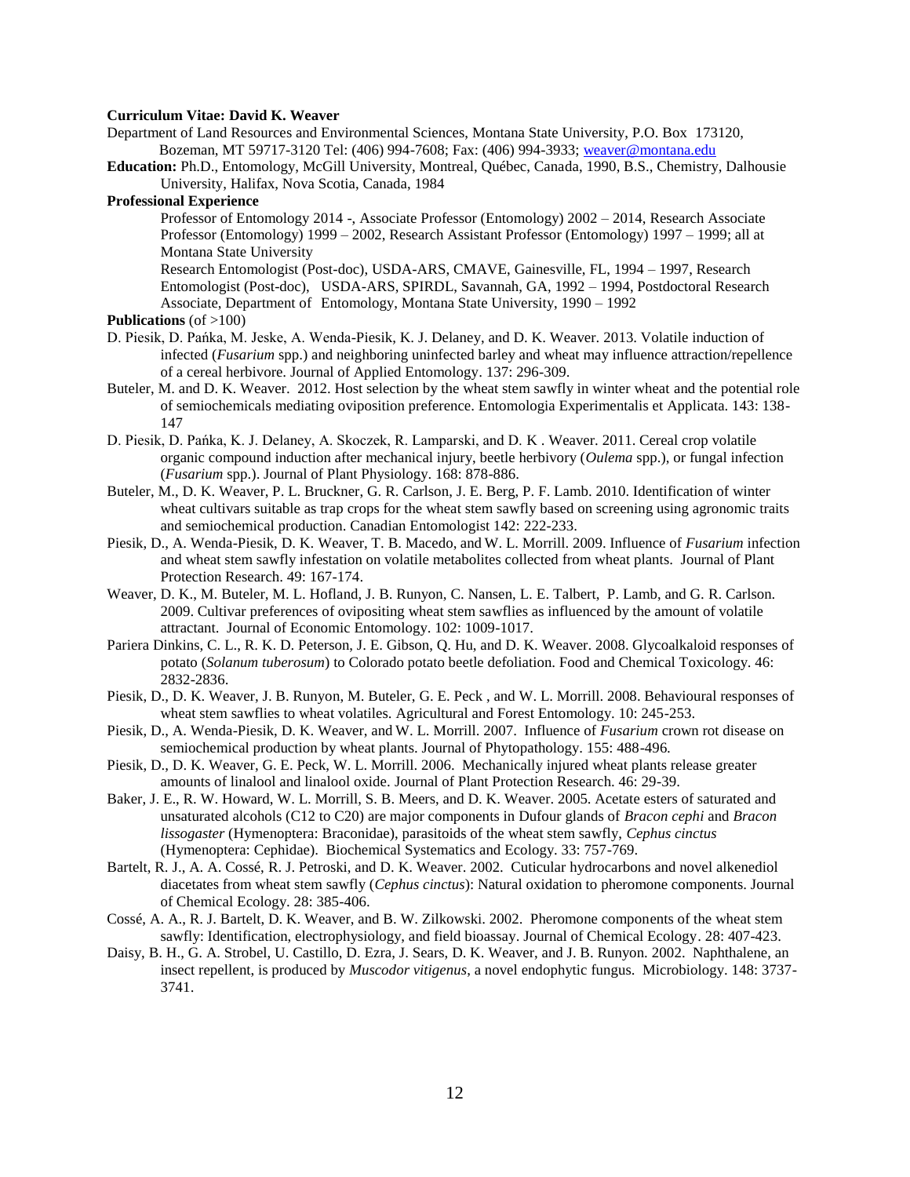**Curriculum Vitae: David K. Weaver**

Department of Land Resources and Environmental Sciences, Montana State University, P.O. Box 173120, Bozeman, MT 59717-3120 Tel: (406) 994-7608; Fax: (406) 994-3933; weaver@montana.edu

**Education:** Ph.D., Entomology, McGill University, Montreal, Québec, Canada, 1990, B.S., Chemistry, Dalhousie University, Halifax, Nova Scotia, Canada, 1984

**Professional Experience**

Professor of Entomology 2014 -, Associate Professor (Entomology) 2002 – 2014, Research Associate Professor (Entomology) 1999 – 2002, Research Assistant Professor (Entomology) 1997 – 1999; all at Montana State University

Research Entomologist (Post-doc), USDA-ARS, CMAVE, Gainesville, FL, 1994 – 1997, Research Entomologist (Post-doc), USDA-ARS, SPIRDL, Savannah, GA, 1992 – 1994, Postdoctoral Research Associate, Department of Entomology, Montana State University, 1990 – 1992

**Publications** (of >100)

D. Piesik, D. Pańka, M. Jeske, A. Wenda-Piesik, K. J. Delaney, and D. K. Weaver. 2013. Volatile induction of infected (*Fusarium* spp.) and neighboring uninfected barley and wheat may influence attraction/repellence of a cereal herbivore. Journal of Applied Entomology. 137: 296-309.

Buteler, M. and D. K. Weaver. 2012. Host selection by the wheat stem sawfly in winter wheat and the potential role of semiochemicals mediating oviposition preference. Entomologia Experimentalis et Applicata. 143: 138-147

D. Piesik, D. Pańka, K. J. Delaney, A. Skoczek, R. Lamparski, and D. K . Weaver. 2011. Cereal crop volatile organic compound induction after mechanical injury, beetle herbivory (*Oulema* spp.), or fungal infection (*Fusarium* spp.). Journal of Plant Physiology. 168: 878-886.

Buteler, M., D. K. Weaver, P. L. Bruckner, G. R. Carlson, J. E. Berg, P. F. Lamb. 2010. Identification of winter wheat cultivars suitable as trap crops for the wheat stem sawfly based on screening using agronomic traits and semiochemical production. Canadian Entomologist 142: 222-233.

Piesik, D., A. Wenda-Piesik, D. K. Weaver, T. B. Macedo, and W. L. Morrill. 2009. Influence of *Fusarium* infection and wheat stem sawfly infestation on volatile metabolites collected from wheat plants. Journal of Plant Protection Research. 49: 167-174.

Weaver, D. K., M. Buteler, M. L. Hofland, J. B. Runyon, C. Nansen, L. E. Talbert, P. Lamb, and G. R. Carlson. 2009. Cultivar preferences of ovipositing wheat stem sawflies as influenced by the amount of volatile attractant. Journal of Economic Entomology. 102: 1009-1017.

Pariera Dinkins, C. L., R. K. D. Peterson, J. E. Gibson, Q. Hu, and D. K. Weaver. 2008. Glycoalkaloid responses of potato (*Solanum tuberosum*) to Colorado potato beetle defoliation. Food and Chemical Toxicology. 46: 2832-2836.

Piesik, D., D. K. Weaver, J. B. Runyon, M. Buteler, G. E. Peck , and W. L. Morrill. 2008. Behavioural responses of wheat stem sawflies to wheat volatiles. Agricultural and Forest Entomology. 10: 245-253.

Piesik, D., A. Wenda-Piesik, D. K. Weaver, and W. L. Morrill. 2007. Influence of *Fusarium* crown rot disease on semiochemical production by wheat plants. Journal of Phytopathology. 155: 488-496*.*

Piesik, D., D. K. Weaver, G. E. Peck, W. L. Morrill. 2006. Mechanically injured wheat plants release greater amounts of linalool and linalool oxide. Journal of Plant Protection Research. 46: 29-39.

Baker, J. E., R. W. Howard, W. L. Morrill, S. B. Meers, and D. K. Weaver. 2005. Acetate esters of saturated and unsaturated alcohols (C12 to C20) are major components in Dufour glands of *Bracon cephi* and *Bracon lissogaster* (Hymenoptera: Braconidae), parasitoids of the wheat stem sawfly, *Cephus cinctus* (Hymenoptera: Cephidae). Biochemical Systematics and Ecology. 33: 757-769.

Bartelt, R. J., A. A. Cossé, R. J. Petroski, and D. K. Weaver. 2002. Cuticular hydrocarbons and novel alkenediol diacetates from wheat stem sawfly (*Cephus cinctus*): Natural oxidation to pheromone components. Journal of Chemical Ecology. 28: 385-406.

Cossé, A. A., R. J. Bartelt, D. K. Weaver, and B. W. Zilkowski. 2002. Pheromone components of the wheat stem sawfly: Identification, electrophysiology, and field bioassay. Journal of Chemical Ecology. 28: 407-423.

Daisy, B. H., G. A. Strobel, U. Castillo, D. Ezra, J. Sears, D. K. Weaver, and J. B. Runyon. 2002. Naphthalene, an insect repellent, is produced by *Muscodor vitigenus*, a novel endophytic fungus. Microbiology. 148: 3737-3741.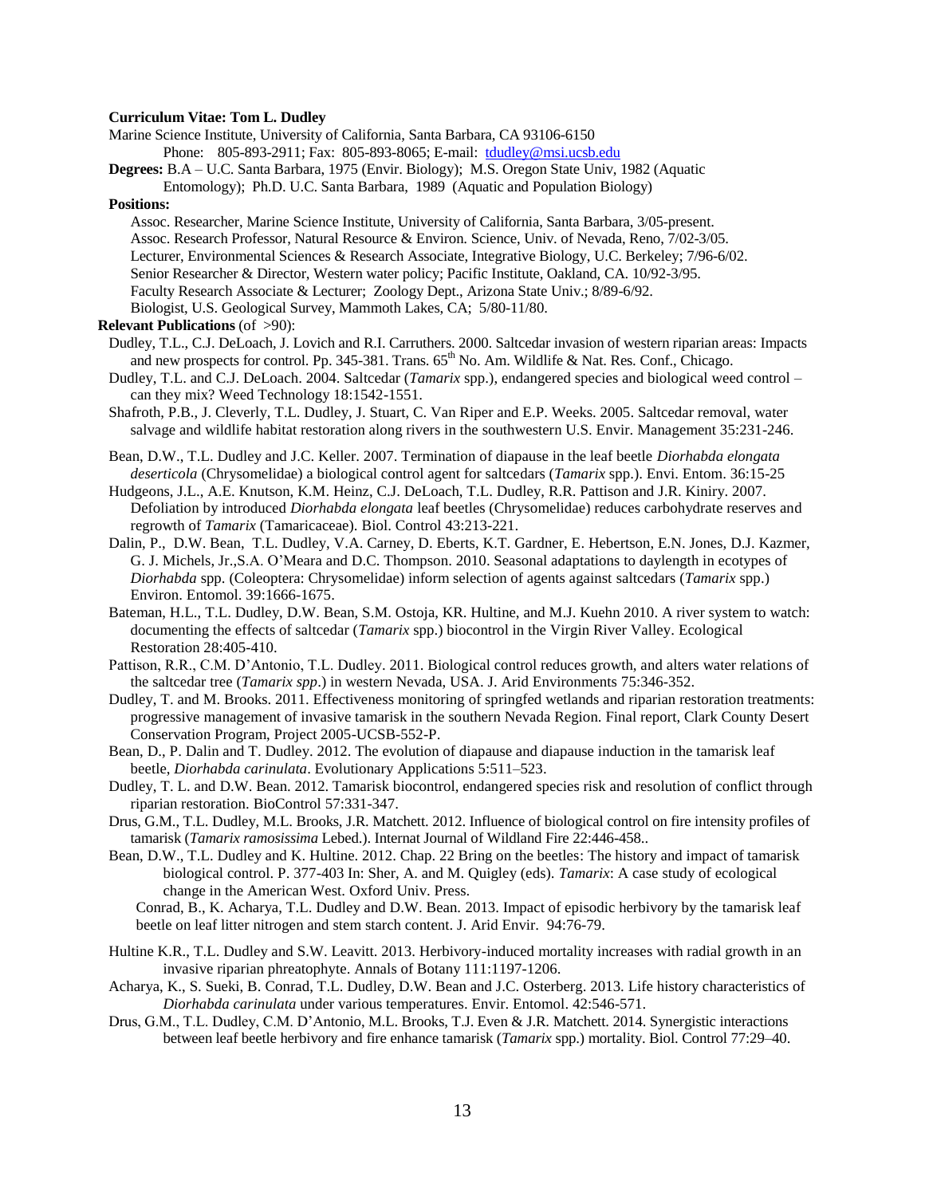**Curriculum Vitae: Tom L. Dudley**

Marine Science Institute, University of California, Santa Barbara, CA 93106-6150
Phone: 805-893-2911; Fax: 805-893-8065; E-mail: tdudley@msi.ucsb.edu

**Degrees:** B.A – U.C. Santa Barbara, 1975 (Envir. Biology); M.S. Oregon State Univ, 1982 (Aquatic Entomology); Ph.D. U.C. Santa Barbara, 1989 (Aquatic and Population Biology)

**Positions:**

Assoc. Researcher, Marine Science Institute, University of California, Santa Barbara, 3/05-present.
Assoc. Research Professor, Natural Resource & Environ. Science, Univ. of Nevada, Reno, 7/02-3/05.
Lecturer, Environmental Sciences & Research Associate, Integrative Biology, U.C. Berkeley; 7/96-6/02.
Senior Researcher & Director, Western water policy; Pacific Institute, Oakland, CA. 10/92-3/95.
Faculty Research Associate & Lecturer; Zoology Dept., Arizona State Univ.; 8/89-6/92.
Biologist, U.S. Geological Survey, Mammoth Lakes, CA; 5/80-11/80.

**Relevant Publications** (of >90):

Dudley, T.L., C.J. DeLoach, J. Lovich and R.I. Carruthers. 2000. Saltcedar invasion of western riparian areas: Impacts and new prospects for control. Pp. 345-381. Trans. 65th No. Am. Wildlife & Nat. Res. Conf., Chicago.

Dudley, T.L. and C.J. DeLoach. 2004. Saltcedar (*Tamarix* spp.), endangered species and biological weed control – can they mix? Weed Technology 18:1542-1551.

Shafroth, P.B., J. Cleverly, T.L. Dudley, J. Stuart, C. Van Riper and E.P. Weeks. 2005. Saltcedar removal, water salvage and wildlife habitat restoration along rivers in the southwestern U.S. Envir. Management 35:231-246.

Bean, D.W., T.L. Dudley and J.C. Keller. 2007. Termination of diapause in the leaf beetle *Diorhabda elongata deserticola* (Chrysomelidae) a biological control agent for saltcedars (*Tamarix* spp.). Envi. Entom. 36:15-25

Hudgeons, J.L., A.E. Knutson, K.M. Heinz, C.J. DeLoach, T.L. Dudley, R.R. Pattison and J.R. Kiniry. 2007. Defoliation by introduced *Diorhabda elongata* leaf beetles (Chrysomelidae) reduces carbohydrate reserves and regrowth of *Tamarix* (Tamaricaceae). Biol. Control 43:213-221.

Dalin, P., D.W. Bean, T.L. Dudley, V.A. Carney, D. Eberts, K.T. Gardner, E. Hebertson, E.N. Jones, D.J. Kazmer, G. J. Michels, Jr.,S.A. O'Meara and D.C. Thompson. 2010. Seasonal adaptations to daylength in ecotypes of *Diorhabda* spp. (Coleoptera: Chrysomelidae) inform selection of agents against saltcedars (*Tamarix* spp.) Environ. Entomol. 39:1666-1675.

Bateman, H.L., T.L. Dudley, D.W. Bean, S.M. Ostoja, KR. Hultine, and M.J. Kuehn 2010. A river system to watch: documenting the effects of saltcedar (*Tamarix* spp.) biocontrol in the Virgin River Valley. Ecological Restoration 28:405-410.

Pattison, R.R., C.M. D'Antonio, T.L. Dudley. 2011. Biological control reduces growth, and alters water relations of the saltcedar tree (*Tamarix spp*.) in western Nevada, USA. J. Arid Environments 75:346-352.

Dudley, T. and M. Brooks. 2011. Effectiveness monitoring of springfed wetlands and riparian restoration treatments: progressive management of invasive tamarisk in the southern Nevada Region. Final report, Clark County Desert Conservation Program, Project 2005-UCSB-552-P.

Bean, D., P. Dalin and T. Dudley. 2012. The evolution of diapause and diapause induction in the tamarisk leaf beetle, *Diorhabda carinulata*. Evolutionary Applications 5:511–523.

Dudley, T. L. and D.W. Bean. 2012. Tamarisk biocontrol, endangered species risk and resolution of conflict through riparian restoration. BioControl 57:331-347.

Drus, G.M., T.L. Dudley, M.L. Brooks, J.R. Matchett. 2012. Influence of biological control on fire intensity profiles of tamarisk (*Tamarix ramosissima* Lebed.). Internat Journal of Wildland Fire 22:446-458..

Bean, D.W., T.L. Dudley and K. Hultine. 2012. Chap. 22 Bring on the beetles: The history and impact of tamarisk biological control. P. 377-403 In: Sher, A. and M. Quigley (eds). *Tamarix*: A case study of ecological change in the American West. Oxford Univ. Press.

Conrad, B., K. Acharya, T.L. Dudley and D.W. Bean. 2013. Impact of episodic herbivory by the tamarisk leaf beetle on leaf litter nitrogen and stem starch content. J. Arid Envir. 94:76-79.

Hultine K.R., T.L. Dudley and S.W. Leavitt. 2013. Herbivory-induced mortality increases with radial growth in an invasive riparian phreatophyte. Annals of Botany 111:1197-1206.

Acharya, K., S. Sueki, B. Conrad, T.L. Dudley, D.W. Bean and J.C. Osterberg. 2013. Life history characteristics of *Diorhabda carinulata* under various temperatures. Envir. Entomol. 42:546-571.

Drus, G.M., T.L. Dudley, C.M. D'Antonio, M.L. Brooks, T.J. Even & J.R. Matchett. 2014. Synergistic interactions between leaf beetle herbivory and fire enhance tamarisk (*Tamarix* spp.) mortality. Biol. Control 77:29–40.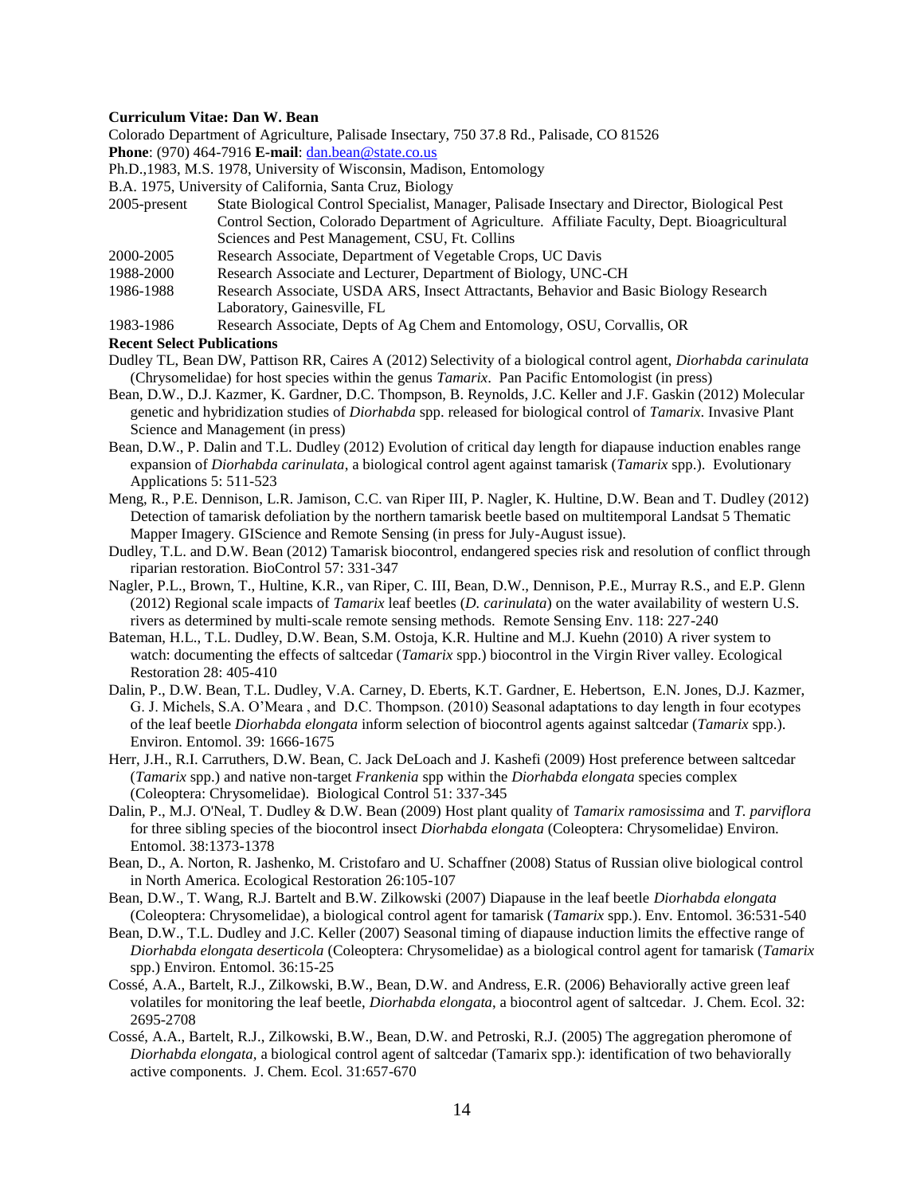**Curriculum Vitae: Dan W. Bean**

Colorado Department of Agriculture, Palisade Insectary, 750 37.8 Rd., Palisade, CO 81526

**Phone**: (970) 464-7916 **E-mail**: dan.bean@state.co.us

Ph.D.,1983, M.S. 1978, University of Wisconsin, Madison, Entomology

B.A. 1975, University of California, Santa Cruz, Biology

2005-present  State Biological Control Specialist, Manager, Palisade Insectary and Director, Biological Pest Control Section, Colorado Department of Agriculture. Affiliate Faculty, Dept. Bioagricultural Sciences and Pest Management, CSU, Ft. Collins

2000-2005  Research Associate, Department of Vegetable Crops, UC Davis

1988-2000  Research Associate and Lecturer, Department of Biology, UNC-CH

1986-1988  Research Associate, USDA ARS, Insect Attractants, Behavior and Basic Biology Research Laboratory, Gainesville, FL

1983-1986  Research Associate, Depts of Ag Chem and Entomology, OSU, Corvallis, OR

**Recent Select Publications**

Dudley TL, Bean DW, Pattison RR, Caires A (2012) Selectivity of a biological control agent, *Diorhabda carinulata* (Chrysomelidae) for host species within the genus *Tamarix*. Pan Pacific Entomologist (in press)

Bean, D.W., D.J. Kazmer, K. Gardner, D.C. Thompson, B. Reynolds, J.C. Keller and J.F. Gaskin (2012) Molecular genetic and hybridization studies of *Diorhabda* spp. released for biological control of *Tamarix*. Invasive Plant Science and Management (in press)

Bean, D.W., P. Dalin and T.L. Dudley (2012) Evolution of critical day length for diapause induction enables range expansion of *Diorhabda carinulata*, a biological control agent against tamarisk (*Tamarix* spp.). Evolutionary Applications 5: 511-523

Meng, R., P.E. Dennison, L.R. Jamison, C.C. van Riper III, P. Nagler, K. Hultine, D.W. Bean and T. Dudley (2012) Detection of tamarisk defoliation by the northern tamarisk beetle based on multitemporal Landsat 5 Thematic Mapper Imagery. GIScience and Remote Sensing (in press for July-August issue).

Dudley, T.L. and D.W. Bean (2012) Tamarisk biocontrol, endangered species risk and resolution of conflict through riparian restoration. BioControl 57: 331-347

Nagler, P.L., Brown, T., Hultine, K.R., van Riper, C. III, Bean, D.W., Dennison, P.E., Murray R.S., and E.P. Glenn (2012) Regional scale impacts of *Tamarix* leaf beetles (*D. carinulata*) on the water availability of western U.S. rivers as determined by multi-scale remote sensing methods. Remote Sensing Env. 118: 227-240

Bateman, H.L., T.L. Dudley, D.W. Bean, S.M. Ostoja, K.R. Hultine and M.J. Kuehn (2010) A river system to watch: documenting the effects of saltcedar (*Tamarix* spp.) biocontrol in the Virgin River valley. Ecological Restoration 28: 405-410

Dalin, P., D.W. Bean, T.L. Dudley, V.A. Carney, D. Eberts, K.T. Gardner, E. Hebertson, E.N. Jones, D.J. Kazmer, G. J. Michels, S.A. O'Meara , and D.C. Thompson. (2010) Seasonal adaptations to day length in four ecotypes of the leaf beetle *Diorhabda elongata* inform selection of biocontrol agents against saltcedar (*Tamarix* spp.). Environ. Entomol. 39: 1666-1675

Herr, J.H., R.I. Carruthers, D.W. Bean, C. Jack DeLoach and J. Kashefi (2009) Host preference between saltcedar (*Tamarix* spp.) and native non-target *Frankenia* spp within the *Diorhabda elongata* species complex (Coleoptera: Chrysomelidae). Biological Control 51: 337-345

Dalin, P., M.J. O'Neal, T. Dudley & D.W. Bean (2009) Host plant quality of *Tamarix ramosissima* and *T. parviflora* for three sibling species of the biocontrol insect *Diorhabda elongata* (Coleoptera: Chrysomelidae) Environ. Entomol. 38:1373-1378

Bean, D., A. Norton, R. Jashenko, M. Cristofaro and U. Schaffner (2008) Status of Russian olive biological control in North America. Ecological Restoration 26:105-107

Bean, D.W., T. Wang, R.J. Bartelt and B.W. Zilkowski (2007) Diapause in the leaf beetle *Diorhabda elongata* (Coleoptera: Chrysomelidae), a biological control agent for tamarisk (*Tamarix* spp.). Env. Entomol. 36:531-540

Bean, D.W., T.L. Dudley and J.C. Keller (2007) Seasonal timing of diapause induction limits the effective range of *Diorhabda elongata deserticola* (Coleoptera: Chrysomelidae) as a biological control agent for tamarisk (*Tamarix* spp.) Environ. Entomol. 36:15-25

Cossé, A.A., Bartelt, R.J., Zilkowski, B.W., Bean, D.W. and Andress, E.R. (2006) Behaviorally active green leaf volatiles for monitoring the leaf beetle, *Diorhabda elongata*, a biocontrol agent of saltcedar. J. Chem. Ecol. 32: 2695-2708

Cossé, A.A., Bartelt, R.J., Zilkowski, B.W., Bean, D.W. and Petroski, R.J. (2005) The aggregation pheromone of *Diorhabda elongata*, a biological control agent of saltcedar (Tamarix spp.): identification of two behaviorally active components. J. Chem. Ecol. 31:657-670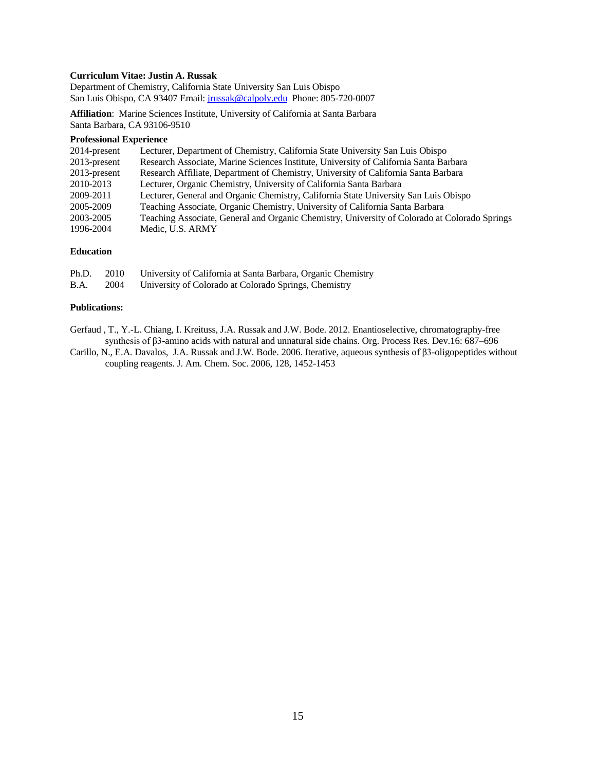**Curriculum Vitae: Justin A. Russak**

Department of Chemistry, California State University San Luis Obispo
San Luis Obispo, CA 93407 Email: [jrussak@calpoly.edu](mailto:jrussak@calpoly.edu) Phone: 805-720-0007

**Affiliation**: Marine Sciences Institute, University of California at Santa Barbara
Santa Barbara, CA 93106-9510

**Professional Experience**

| | |
|---|---|
| 2014-present | Lecturer, Department of Chemistry, California State University San Luis Obispo |
| 2013-present | Research Associate, Marine Sciences Institute, University of California Santa Barbara |
| 2013-present | Research Affiliate, Department of Chemistry, University of California Santa Barbara |
| 2010-2013 | Lecturer, Organic Chemistry, University of California Santa Barbara |
| 2009-2011 | Lecturer, General and Organic Chemistry, California State University San Luis Obispo |
| 2005-2009 | Teaching Associate, Organic Chemistry, University of California Santa Barbara |
| 2003-2005 | Teaching Associate, General and Organic Chemistry, University of Colorado at Colorado Springs |
| 1996-2004 | Medic, U.S. ARMY |

**Education**

| | | |
|---|---|---|
| Ph.D. | 2010 | University of California at Santa Barbara, Organic Chemistry |
| B.A. | 2004 | University of Colorado at Colorado Springs, Chemistry |

**Publications:**

Gerfaud , T., Y.-L. Chiang, I. Kreituss, J.A. Russak and J.W. Bode. 2012. Enantioselective, chromatography-free synthesis of β3-amino acids with natural and unnatural side chains. Org. Process Res. Dev.16: 687–696

Carillo, N., E.A. Davalos, J.A. Russak and J.W. Bode. 2006. Iterative, aqueous synthesis of β3-oligopeptides without coupling reagents. J. Am. Chem. Soc. 2006, 128, 1452-1453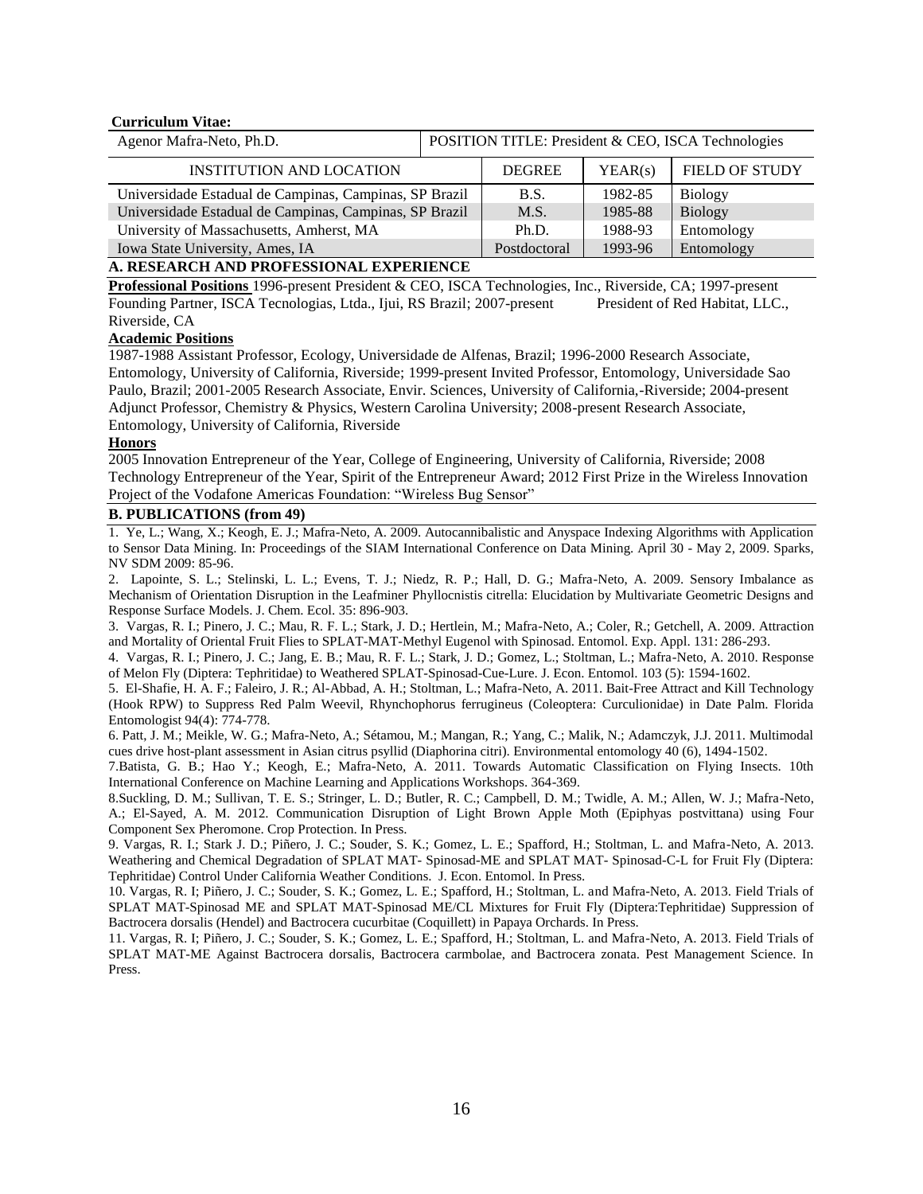**Curriculum Vitae:**

| Agenor Mafra-Neto, Ph.D. | POSITION TITLE: President & CEO, ISCA Technologies | | |
|---|---|---|---|
| **INSTITUTION AND LOCATION** | **DEGREE** | **YEAR(s)** | **FIELD OF STUDY** |
| Universidade Estadual de Campinas, Campinas, SP Brazil | B.S. | 1982-85 | Biology |
| Universidade Estadual de Campinas, Campinas, SP Brazil | M.S. | 1985-88 | Biology |
| University of Massachusetts, Amherst, MA | Ph.D. | 1988-93 | Entomology |
| Iowa State University, Ames, IA | Postdoctoral | 1993-96 | Entomology |

## A. RESEARCH AND PROFESSIONAL EXPERIENCE

**Professional Positions** 1996-present President & CEO, ISCA Technologies, Inc., Riverside, CA; 1997-present Founding Partner, ISCA Tecnologias, Ltda., Ijui, RS Brazil; 2007-present President of Red Habitat, LLC., Riverside, CA

**Academic Positions**

1987-1988 Assistant Professor, Ecology, Universidade de Alfenas, Brazil; 1996-2000 Research Associate, Entomology, University of California, Riverside; 1999-present Invited Professor, Entomology, Universidade Sao Paulo, Brazil; 2001-2005 Research Associate, Envir. Sciences, University of California,-Riverside; 2004-present Adjunct Professor, Chemistry & Physics, Western Carolina University; 2008-present Research Associate, Entomology, University of California, Riverside

**Honors**

2005 Innovation Entrepreneur of the Year, College of Engineering, University of California, Riverside; 2008 Technology Entrepreneur of the Year, Spirit of the Entrepreneur Award; 2012 First Prize in the Wireless Innovation Project of the Vodafone Americas Foundation: "Wireless Bug Sensor"

## B. PUBLICATIONS (from 49)

1. Ye, L.; Wang, X.; Keogh, E. J.; Mafra-Neto, A. 2009. Autocannibalistic and Anyspace Indexing Algorithms with Application to Sensor Data Mining. In: Proceedings of the SIAM International Conference on Data Mining. April 30 - May 2, 2009. Sparks, NV SDM 2009: 85-96.

2. Lapointe, S. L.; Stelinski, L. L.; Evens, T. J.; Niedz, R. P.; Hall, D. G.; Mafra-Neto, A. 2009. Sensory Imbalance as Mechanism of Orientation Disruption in the Leafminer Phyllocnistis citrella: Elucidation by Multivariate Geometric Designs and Response Surface Models. J. Chem. Ecol. 35: 896-903.

3. Vargas, R. I.; Pinero, J. C.; Mau, R. F. L.; Stark, J. D.; Hertlein, M.; Mafra-Neto, A.; Coler, R.; Getchell, A. 2009. Attraction and Mortality of Oriental Fruit Flies to SPLAT-MAT-Methyl Eugenol with Spinosad. Entomol. Exp. Appl. 131: 286-293.

4. Vargas, R. I.; Pinero, J. C.; Jang, E. B.; Mau, R. F. L.; Stark, J. D.; Gomez, L.; Stoltman, L.; Mafra-Neto, A. 2010. Response of Melon Fly (Diptera: Tephritidae) to Weathered SPLAT-Spinosad-Cue-Lure. J. Econ. Entomol. 103 (5): 1594-1602.

5. El-Shafie, H. A. F.; Faleiro, J. R.; Al-Abbad, A. H.; Stoltman, L.; Mafra-Neto, A. 2011. Bait-Free Attract and Kill Technology (Hook RPW) to Suppress Red Palm Weevil, Rhynchophorus ferrugineus (Coleoptera: Curculionidae) in Date Palm. Florida Entomologist 94(4): 774-778.

6. Patt, J. M.; Meikle, W. G.; Mafra-Neto, A.; Sétamou, M.; Mangan, R.; Yang, C.; Malik, N.; Adamczyk, J.J. 2011. Multimodal cues drive host-plant assessment in Asian citrus psyllid (Diaphorina citri). Environmental entomology 40 (6), 1494-1502.

7.Batista, G. B.; Hao Y.; Keogh, E.; Mafra-Neto, A. 2011. Towards Automatic Classification on Flying Insects. 10th International Conference on Machine Learning and Applications Workshops. 364-369.

8.Suckling, D. M.; Sullivan, T. E. S.; Stringer, L. D.; Butler, R. C.; Campbell, D. M.; Twidle, A. M.; Allen, W. J.; Mafra-Neto, A.; El-Sayed, A. M. 2012. Communication Disruption of Light Brown Apple Moth (Epiphyas postvittana) using Four Component Sex Pheromone. Crop Protection. In Press.

9. Vargas, R. I.; Stark J. D.; Piñero, J. C.; Souder, S. K.; Gomez, L. E.; Spafford, H.; Stoltman, L. and Mafra-Neto, A. 2013. Weathering and Chemical Degradation of SPLAT MAT- Spinosad-ME and SPLAT MAT- Spinosad-C-L for Fruit Fly (Diptera: Tephritidae) Control Under California Weather Conditions. J. Econ. Entomol. In Press.

10. Vargas, R. I; Piñero, J. C.; Souder, S. K.; Gomez, L. E.; Spafford, H.; Stoltman, L. and Mafra-Neto, A. 2013. Field Trials of SPLAT MAT-Spinosad ME and SPLAT MAT-Spinosad ME/CL Mixtures for Fruit Fly (Diptera:Tephritidae) Suppression of Bactrocera dorsalis (Hendel) and Bactrocera cucurbitae (Coquillett) in Papaya Orchards. In Press.

11. Vargas, R. I; Piñero, J. C.; Souder, S. K.; Gomez, L. E.; Spafford, H.; Stoltman, L. and Mafra-Neto, A. 2013. Field Trials of SPLAT MAT-ME Against Bactrocera dorsalis, Bactrocera carmbolae, and Bactrocera zonata. Pest Management Science. In Press.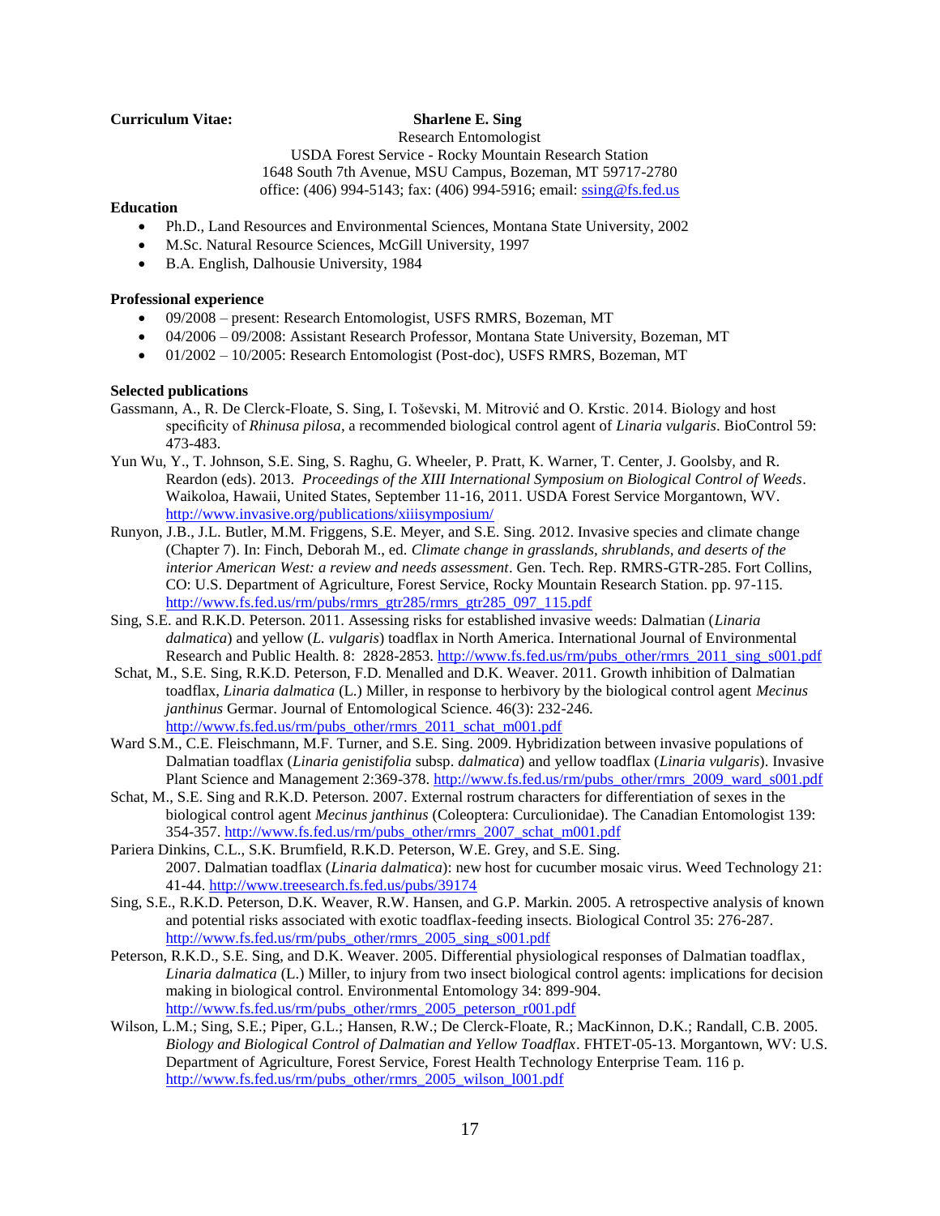**Curriculum Vitae:** **Sharlene E. Sing**

Research Entomologist
USDA Forest Service - Rocky Mountain Research Station
1648 South 7th Avenue, MSU Campus, Bozeman, MT 59717-2780
office: (406) 994-5143; fax: (406) 994-5916; email: ssing@fs.fed.us

**Education**

- Ph.D., Land Resources and Environmental Sciences, Montana State University, 2002
- M.Sc. Natural Resource Sciences, McGill University, 1997
- B.A. English, Dalhousie University, 1984

**Professional experience**

- 09/2008 – present: Research Entomologist, USFS RMRS, Bozeman, MT
- 04/2006 – 09/2008: Assistant Research Professor, Montana State University, Bozeman, MT
- 01/2002 – 10/2005: Research Entomologist (Post-doc), USFS RMRS, Bozeman, MT

**Selected publications**

Gassmann, A., R. De Clerck-Floate, S. Sing, I. Toševski, M. Mitrović and O. Krstic. 2014. Biology and host specificity of *Rhinusa pilosa*, a recommended biological control agent of *Linaria vulgaris*. BioControl 59: 473-483.

Yun Wu, Y., T. Johnson, S.E. Sing, S. Raghu, G. Wheeler, P. Pratt, K. Warner, T. Center, J. Goolsby, and R. Reardon (eds). 2013. *Proceedings of the XIII International Symposium on Biological Control of Weeds*. Waikoloa, Hawaii, United States, September 11-16, 2011. USDA Forest Service Morgantown, WV. http://www.invasive.org/publications/xiiisymposium/

Runyon, J.B., J.L. Butler, M.M. Friggens, S.E. Meyer, and S.E. Sing. 2012. Invasive species and climate change (Chapter 7). In: Finch, Deborah M., ed. *Climate change in grasslands, shrublands, and deserts of the interior American West: a review and needs assessment*. Gen. Tech. Rep. RMRS-GTR-285. Fort Collins, CO: U.S. Department of Agriculture, Forest Service, Rocky Mountain Research Station. pp. 97-115. http://www.fs.fed.us/rm/pubs/rmrs_gtr285/rmrs_gtr285_097_115.pdf

Sing, S.E. and R.K.D. Peterson. 2011. Assessing risks for established invasive weeds: Dalmatian (*Linaria dalmatica*) and yellow (*L. vulgaris*) toadflax in North America. International Journal of Environmental Research and Public Health. 8: 2828-2853. http://www.fs.fed.us/rm/pubs_other/rmrs_2011_sing_s001.pdf

Schat, M., S.E. Sing, R.K.D. Peterson, F.D. Menalled and D.K. Weaver. 2011. Growth inhibition of Dalmatian toadflax, *Linaria dalmatica* (L.) Miller, in response to herbivory by the biological control agent *Mecinus janthinus* Germar. Journal of Entomological Science. 46(3): 232-246. http://www.fs.fed.us/rm/pubs_other/rmrs_2011_schat_m001.pdf

Ward S.M., C.E. Fleischmann, M.F. Turner, and S.E. Sing. 2009. Hybridization between invasive populations of Dalmatian toadflax (*Linaria genistifolia* subsp. *dalmatica*) and yellow toadflax (*Linaria vulgaris*). Invasive Plant Science and Management 2:369-378. http://www.fs.fed.us/rm/pubs_other/rmrs_2009_ward_s001.pdf

Schat, M., S.E. Sing and R.K.D. Peterson. 2007. External rostrum characters for differentiation of sexes in the biological control agent *Mecinus janthinus* (Coleoptera: Curculionidae). The Canadian Entomologist 139: 354-357. http://www.fs.fed.us/rm/pubs_other/rmrs_2007_schat_m001.pdf

Pariera Dinkins, C.L., S.K. Brumfield, R.K.D. Peterson, W.E. Grey, and S.E. Sing. 2007. Dalmatian toadflax (*Linaria dalmatica*): new host for cucumber mosaic virus. Weed Technology 21: 41-44. http://www.treesearch.fs.fed.us/pubs/39174

Sing, S.E., R.K.D. Peterson, D.K. Weaver, R.W. Hansen, and G.P. Markin. 2005. A retrospective analysis of known and potential risks associated with exotic toadflax-feeding insects. Biological Control 35: 276-287. http://www.fs.fed.us/rm/pubs_other/rmrs_2005_sing_s001.pdf

Peterson, R.K.D., S.E. Sing, and D.K. Weaver. 2005. Differential physiological responses of Dalmatian toadflax, *Linaria dalmatica* (L.) Miller, to injury from two insect biological control agents: implications for decision making in biological control. Environmental Entomology 34: 899-904. http://www.fs.fed.us/rm/pubs_other/rmrs_2005_peterson_r001.pdf

Wilson, L.M.; Sing, S.E.; Piper, G.L.; Hansen, R.W.; De Clerck-Floate, R.; MacKinnon, D.K.; Randall, C.B. 2005. *Biology and Biological Control of Dalmatian and Yellow Toadflax*. FHTET-05-13. Morgantown, WV: U.S. Department of Agriculture, Forest Service, Forest Health Technology Enterprise Team. 116 p. http://www.fs.fed.us/rm/pubs_other/rmrs_2005_wilson_l001.pdf